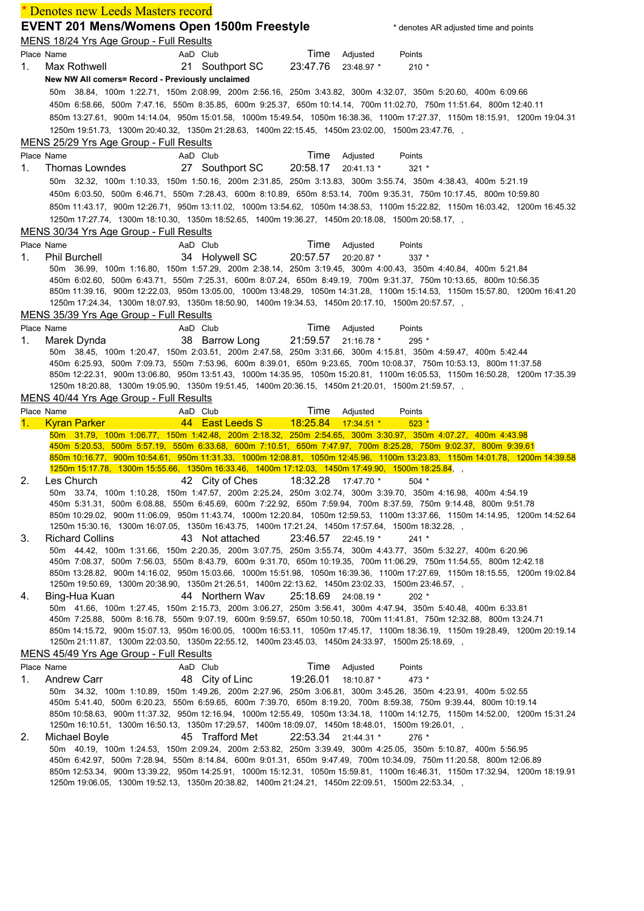\* Denotes new Leeds Masters record

## EVENT 201 Mens/Womens Open 1500m Freestyle

\* denotes AR adjusted time and points

### MENS 18/24 Yrs Age Group - Full Results

| Place | Name | AaD | Club | Time | Adjusted | Points |
|---|---|---|---|---|---|---|
| 1. | Max Rothwell | 21 | Southport SC | 23:47.76 | 23:48.97 * | 210 * |

**New NW All comers= Record - Previously unclaimed**

50m 38.84, 100m 1:22.71, 150m 2:08.99, 200m 2:56.16, 250m 3:43.82, 300m 4:32.07, 350m 5:20.60, 400m 6:09.66
450m 6:58.66, 500m 7:47.16, 550m 8:35.85, 600m 9:25.37, 650m 10:14.14, 700m 11:02.70, 750m 11:51.64, 800m 12:40.11
850m 13:27.61, 900m 14:14.04, 950m 15:01.58, 1000m 15:49.54, 1050m 16:38.36, 1100m 17:27.37, 1150m 18:15.91, 1200m 19:04.31
1250m 19:51.73, 1300m 20:40.32, 1350m 21:28.63, 1400m 22:15.45, 1450m 23:02.00, 1500m 23:47.76, ,

### MENS 25/29 Yrs Age Group - Full Results

| Place | Name | AaD | Club | Time | Adjusted | Points |
|---|---|---|---|---|---|---|
| 1. | Thomas Lowndes | 27 | Southport SC | 20:58.17 | 20:41.13 * | 321 * |

50m 32.32, 100m 1:10.33, 150m 1:50.16, 200m 2:31.85, 250m 3:13.83, 300m 3:55.74, 350m 4:38.43, 400m 5:21.19
450m 6:03.50, 500m 6:46.71, 550m 7:28.43, 600m 8:10.89, 650m 8:53.14, 700m 9:35.31, 750m 10:17.45, 800m 10:59.80
850m 11:43.17, 900m 12:26.71, 950m 13:11.02, 1000m 13:54.62, 1050m 14:38.53, 1100m 15:22.82, 1150m 16:03.42, 1200m 16:45.32
1250m 17:27.74, 1300m 18:10.30, 1350m 18:52.65, 1400m 19:36.27, 1450m 20:18.08, 1500m 20:58.17, ,

### MENS 30/34 Yrs Age Group - Full Results

| Place | Name | AaD | Club | Time | Adjusted | Points |
|---|---|---|---|---|---|---|
| 1. | Phil Burchell | 34 | Holywell SC | 20:57.57 | 20:20.87 * | 337 * |

50m 36.99, 100m 1:16.80, 150m 1:57.29, 200m 2:38.14, 250m 3:19.45, 300m 4:00.43, 350m 4:40.84, 400m 5:21.84
450m 6:02.60, 500m 6:43.71, 550m 7:25.31, 600m 8:07.24, 650m 8:49.19, 700m 9:31.37, 750m 10:13.65, 800m 10:56.35
850m 11:39.16, 900m 12:22.03, 950m 13:05.00, 1000m 13:48.29, 1050m 14:31.28, 1100m 15:14.53, 1150m 15:57.80, 1200m 16:41.20
1250m 17:24.34, 1300m 18:07.93, 1350m 18:50.90, 1400m 19:34.53, 1450m 20:17.10, 1500m 20:57.57, ,

### MENS 35/39 Yrs Age Group - Full Results

| Place | Name | AaD | Club | Time | Adjusted | Points |
|---|---|---|---|---|---|---|
| 1. | Marek Dynda | 38 | Barrow Long | 21:59.57 | 21:16.78 * | 295 * |

50m 38.45, 100m 1:20.47, 150m 2:03.51, 200m 2:47.58, 250m 3:31.66, 300m 4:15.81, 350m 4:59.47, 400m 5:42.44
450m 6:25.93, 500m 7:09.73, 550m 7:53.96, 600m 8:39.01, 650m 9:23.65, 700m 10:08.37, 750m 10:53.13, 800m 11:37.58
850m 12:22.31, 900m 13:06.80, 950m 13:51.43, 1000m 14:35.95, 1050m 15:20.81, 1100m 16:05.53, 1150m 16:50.28, 1200m 17:35.39
1250m 18:20.88, 1300m 19:05.90, 1350m 19:51.45, 1400m 20:36.15, 1450m 21:20.01, 1500m 21:59.57, ,

### MENS 40/44 Yrs Age Group - Full Results

| Place | Name | AaD | Club | Time | Adjusted | Points |
|---|---|---|---|---|---|---|
| 1. | Kyran Parker | 44 | East Leeds S | 18:25.84 | 17:34.51 * | 523 * |

50m 31.79, 100m 1:06.77, 150m 1:42.48, 200m 2:18.32, 250m 2:54.65, 300m 3:30.97, 350m 4:07.27, 400m 4:43.98
450m 5:20.53, 500m 5:57.19, 550m 6:33.68, 600m 7:10.51, 650m 7:47.97, 700m 8:25.28, 750m 9:02.37, 800m 9:39.61
850m 10:16.77, 900m 10:54.61, 950m 11:31.33, 1000m 12:08.81, 1050m 12:45.96, 1100m 13:23.83, 1150m 14:01.78, 1200m 14:39.58
1250m 15:17.78, 1300m 15:55.66, 1350m 16:33.46, 1400m 17:12.03, 1450m 17:49.90, 1500m 18:25.84, ,

| Place | Name | AaD | Club | Time | Adjusted | Points |
|---|---|---|---|---|---|---|
| 2. | Les Church | 42 | City of Ches | 18:32.28 | 17:47.70 * | 504 * |

50m 33.74, 100m 1:10.28, 150m 1:47.57, 200m 2:25.24, 250m 3:02.74, 300m 3:39.70, 350m 4:16.98, 400m 4:54.19
450m 5:31.31, 500m 6:08.88, 550m 6:45.69, 600m 7:22.92, 650m 7:59.94, 700m 8:37.59, 750m 9:14.48, 800m 9:51.78
850m 10:29.02, 900m 11:06.09, 950m 11:43.74, 1000m 12:20.84, 1050m 12:59.53, 1100m 13:37.66, 1150m 14:14.95, 1200m 14:52.64
1250m 15:30.16, 1300m 16:07.05, 1350m 16:43.75, 1400m 17:21.24, 1450m 17:57.64, 1500m 18:32.28, ,

| Place | Name | AaD | Club | Time | Adjusted | Points |
|---|---|---|---|---|---|---|
| 3. | Richard Collins | 43 | Not attached | 23:46.57 | 22:45.19 * | 241 * |

50m 44.42, 100m 1:31.66, 150m 2:20.35, 200m 3:07.75, 250m 3:55.74, 300m 4:43.77, 350m 5:32.27, 400m 6:20.96
450m 7:08.37, 500m 7:56.03, 550m 8:43.79, 600m 9:31.70, 650m 10:19.35, 700m 11:06.29, 750m 11:54.55, 800m 12:42.18
850m 13:28.82, 900m 14:16.02, 950m 15:03.66, 1000m 15:51.98, 1050m 16:39.36, 1100m 17:27.69, 1150m 18:15.55, 1200m 19:02.84
1250m 19:50.69, 1300m 20:38.90, 1350m 21:26.51, 1400m 22:13.62, 1450m 23:02.33, 1500m 23:46.57, ,

| Place | Name | AaD | Club | Time | Adjusted | Points |
|---|---|---|---|---|---|---|
| 4. | Bing-Hua Kuan | 44 | Northern Wav | 25:18.69 | 24:08.19 * | 202 * |

50m 41.66, 100m 1:27.45, 150m 2:15.73, 200m 3:06.27, 250m 3:56.41, 300m 4:47.94, 350m 5:40.48, 400m 6:33.81
450m 7:25.88, 500m 8:16.78, 550m 9:07.19, 600m 9:59.57, 650m 10:50.18, 700m 11:41.81, 750m 12:32.88, 800m 13:24.71
850m 14:15.72, 900m 15:07.13, 950m 16:00.05, 1000m 16:53.11, 1050m 17:45.17, 1100m 18:36.19, 1150m 19:28.49, 1200m 20:19.14
1250m 21:11.87, 1300m 22:03.50, 1350m 22:55.12, 1400m 23:45.03, 1450m 24:33.97, 1500m 25:18.69, ,

### MENS 45/49 Yrs Age Group - Full Results

| Place | Name | AaD | Club | Time | Adjusted | Points |
|---|---|---|---|---|---|---|
| 1. | Andrew Carr | 48 | City of Linc | 19:26.01 | 18:10.87 * | 473 * |

50m 34.32, 100m 1:10.89, 150m 1:49.26, 200m 2:27.96, 250m 3:06.81, 300m 3:45.26, 350m 4:23.91, 400m 5:02.55
450m 5:41.40, 500m 6:20.23, 550m 6:59.65, 600m 7:39.70, 650m 8:19.20, 700m 8:59.38, 750m 9:39.44, 800m 10:19.14
850m 10:58.63, 900m 11:37.32, 950m 12:16.94, 1000m 12:55.49, 1050m 13:34.18, 1100m 14:12.75, 1150m 14:52.00, 1200m 15:31.24
1250m 16:10.51, 1300m 16:50.13, 1350m 17:29.57, 1400m 18:09.07, 1450m 18:48.01, 1500m 19:26.01, ,

| Place | Name | AaD | Club | Time | Adjusted | Points |
|---|---|---|---|---|---|---|
| 2. | Michael Boyle | 45 | Trafford Met | 22:53.34 | 21:44.31 * | 276 * |

50m 40.19, 100m 1:24.53, 150m 2:09.24, 200m 2:53.82, 250m 3:39.49, 300m 4:25.05, 350m 5:10.87, 400m 5:56.95
450m 6:42.97, 500m 7:28.94, 550m 8:14.84, 600m 9:01.31, 650m 9:47.49, 700m 10:34.09, 750m 11:20.58, 800m 12:06.89
850m 12:53.34, 900m 13:39.22, 950m 14:25.91, 1000m 15:12.31, 1050m 15:59.81, 1100m 16:46.31, 1150m 17:32.94, 1200m 18:19.91
1250m 19:06.05, 1300m 19:52.13, 1350m 20:38.82, 1400m 21:24.21, 1450m 22:09.51, 1500m 22:53.34, ,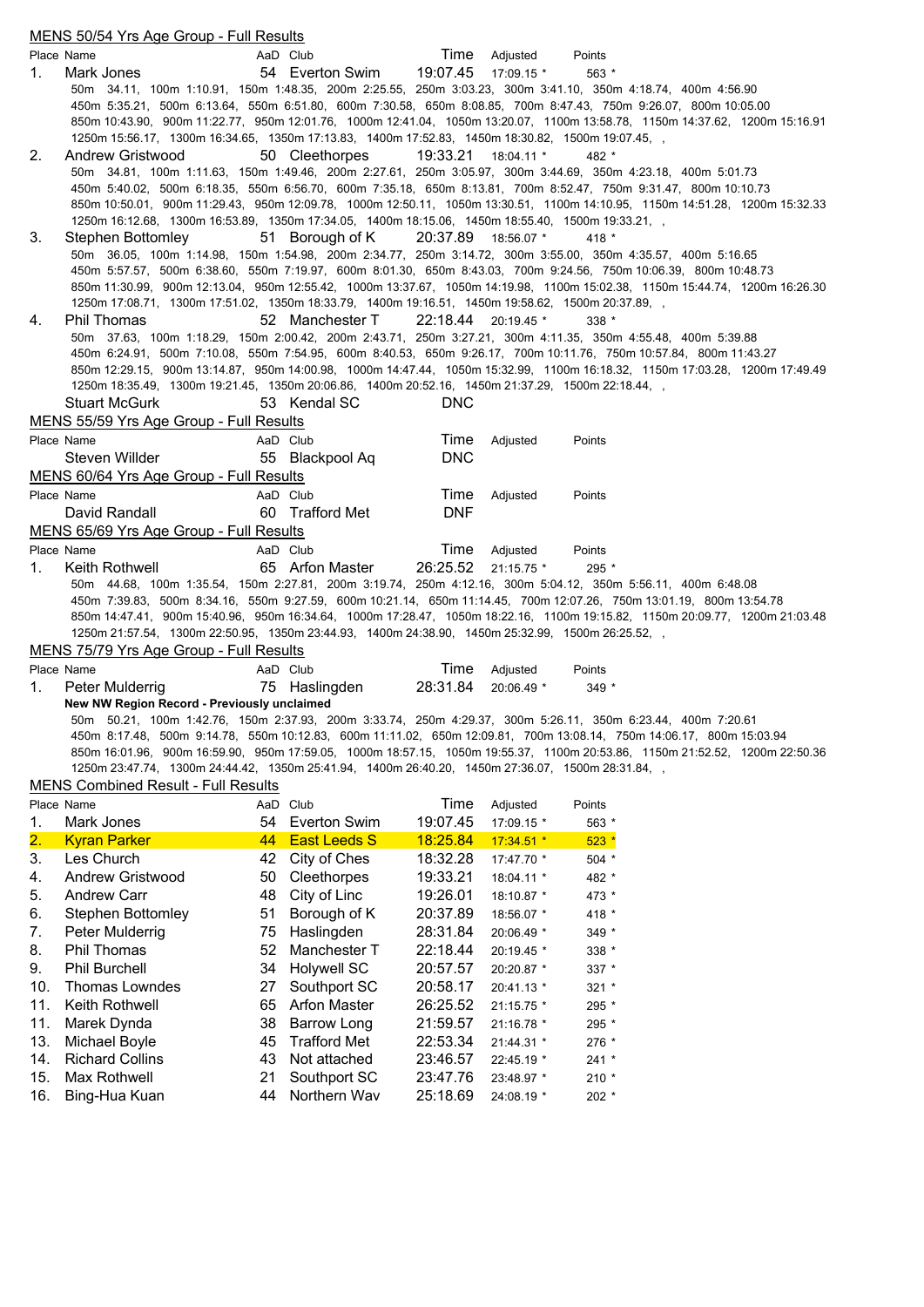## MENS 50/54 Yrs Age Group - Full Results

| Place | Name | AaD | Club | Time | Adjusted | Points |
|---|---|---|---|---|---|---|
| 1. | Mark Jones | 54 | Everton Swim | 19:07.45 | 17:09.15 * | 563 * |

50m 34.11, 100m 1:10.91, 150m 1:48.35, 200m 2:25.55, 250m 3:03.23, 300m 3:41.10, 350m 4:18.74, 400m 4:56.90
450m 5:35.21, 500m 6:13.64, 550m 6:51.80, 600m 7:30.58, 650m 8:08.85, 700m 8:47.43, 750m 9:26.07, 800m 10:05.00
850m 10:43.90, 900m 11:22.77, 950m 12:01.76, 1000m 12:41.04, 1050m 13:20.07, 1100m 13:58.78, 1150m 14:37.62, 1200m 15:16.91
1250m 15:56.17, 1300m 16:34.65, 1350m 17:13.83, 1400m 17:52.83, 1450m 18:30.82, 1500m 19:07.45, ,

| Place | Name | AaD | Club | Time | Adjusted | Points |
|---|---|---|---|---|---|---|
| 2. | Andrew Gristwood | 50 | Cleethorpes | 19:33.21 | 18:04.11 * | 482 * |

50m 34.81, 100m 1:11.63, 150m 1:49.46, 200m 2:27.61, 250m 3:05.97, 300m 3:44.69, 350m 4:23.18, 400m 5:01.73
450m 5:40.02, 500m 6:18.35, 550m 6:56.70, 600m 7:35.18, 650m 8:13.81, 700m 8:52.47, 750m 9:31.47, 800m 10:10.73
850m 10:50.01, 900m 11:29.43, 950m 12:09.78, 1000m 12:50.11, 1050m 13:30.51, 1100m 14:10.95, 1150m 14:51.28, 1200m 15:32.33
1250m 16:12.68, 1300m 16:53.89, 1350m 17:34.05, 1400m 18:15.06, 1450m 18:55.40, 1500m 19:33.21, ,

| Place | Name | AaD | Club | Time | Adjusted | Points |
|---|---|---|---|---|---|---|
| 3. | Stephen Bottomley | 51 | Borough of K | 20:37.89 | 18:56.07 * | 418 * |

50m 36.05, 100m 1:14.98, 150m 1:54.98, 200m 2:34.77, 250m 3:14.72, 300m 3:55.00, 350m 4:35.57, 400m 5:16.65
450m 5:57.57, 500m 6:38.60, 550m 7:19.97, 600m 8:01.30, 650m 8:43.03, 700m 9:24.56, 750m 10:06.39, 800m 10:48.73
850m 11:30.99, 900m 12:13.04, 950m 12:55.42, 1000m 13:37.67, 1050m 14:19.98, 1100m 15:02.38, 1150m 15:44.74, 1200m 16:26.30
1250m 17:08.71, 1300m 17:51.02, 1350m 18:33.79, 1400m 19:16.51, 1450m 19:58.62, 1500m 20:37.89, ,

| Place | Name | AaD | Club | Time | Adjusted | Points |
|---|---|---|---|---|---|---|
| 4. | Phil Thomas | 52 | Manchester T | 22:18.44 | 20:19.45 * | 338 * |

50m 37.63, 100m 1:18.29, 150m 2:00.42, 200m 2:43.71, 250m 3:27.21, 300m 4:11.35, 350m 4:55.48, 400m 5:39.88
450m 6:24.91, 500m 7:10.08, 550m 7:54.95, 600m 8:40.53, 650m 9:26.17, 700m 10:11.76, 750m 10:57.84, 800m 11:43.27
850m 12:29.15, 900m 13:14.87, 950m 14:00.98, 1000m 14:47.44, 1050m 15:32.99, 1100m 16:18.32, 1150m 17:03.28, 1200m 17:49.49
1250m 18:35.49, 1300m 19:21.45, 1350m 20:06.86, 1400m 20:52.16, 1450m 21:37.29, 1500m 22:18.44, ,

| Place | Name | AaD | Club | Time | Adjusted | Points |
|---|---|---|---|---|---|---|
| | Stuart McGurk | 53 | Kendal SC | DNC | | |

## MENS 55/59 Yrs Age Group - Full Results

| Place | Name | AaD | Club | Time | Adjusted | Points |
|---|---|---|---|---|---|---|
| | Steven Willder | 55 | Blackpool Aq | DNC | | |

## MENS 60/64 Yrs Age Group - Full Results

| Place | Name | AaD | Club | Time | Adjusted | Points |
|---|---|---|---|---|---|---|
| | David Randall | 60 | Trafford Met | DNF | | |

## MENS 65/69 Yrs Age Group - Full Results

| Place | Name | AaD | Club | Time | Adjusted | Points |
|---|---|---|---|---|---|---|
| 1. | Keith Rothwell | 65 | Arfon Master | 26:25.52 | 21:15.75 * | 295 * |

50m 44.68, 100m 1:35.54, 150m 2:27.81, 200m 3:19.74, 250m 4:12.16, 300m 5:04.12, 350m 5:56.11, 400m 6:48.08
450m 7:39.83, 500m 8:34.16, 550m 9:27.59, 600m 10:21.14, 650m 11:14.45, 700m 12:07.26, 750m 13:01.19, 800m 13:54.78
850m 14:47.41, 900m 15:40.96, 950m 16:34.64, 1000m 17:28.47, 1050m 18:22.16, 1100m 19:15.82, 1150m 20:09.77, 1200m 21:03.48
1250m 21:57.54, 1300m 22:50.95, 1350m 23:44.93, 1400m 24:38.90, 1450m 25:32.99, 1500m 26:25.52, ,

## MENS 75/79 Yrs Age Group - Full Results

| Place | Name | AaD | Club | Time | Adjusted | Points |
|---|---|---|---|---|---|---|
| 1. | Peter Mulderrig | 75 | Haslingden | 28:31.84 | 20:06.49 * | 349 * |

**New NW Region Record - Previously unclaimed**

50m 50.21, 100m 1:42.76, 150m 2:37.93, 200m 3:33.74, 250m 4:29.37, 300m 5:26.11, 350m 6:23.44, 400m 7:20.61
450m 8:17.48, 500m 9:14.78, 550m 10:12.83, 600m 11:11.02, 650m 12:09.81, 700m 13:08.14, 750m 14:06.17, 800m 15:03.94
850m 16:01.96, 900m 16:59.90, 950m 17:59.05, 1000m 18:57.15, 1050m 19:55.37, 1100m 20:53.86, 1150m 21:52.52, 1200m 22:50.36
1250m 23:47.74, 1300m 24:44.42, 1350m 25:41.94, 1400m 26:40.20, 1450m 27:36.07, 1500m 28:31.84, ,

## MENS Combined Result - Full Results

| Place | Name | AaD | Club | Time | Adjusted | Points |
|---|---|---|---|---|---|---|
| 1. | Mark Jones | 54 | Everton Swim | 19:07.45 | 17:09.15 * | 563 * |
| 2. | Kyran Parker | 44 | East Leeds S | 18:25.84 | 17:34.51 * | 523 * |
| 3. | Les Church | 42 | City of Ches | 18:32.28 | 17:47.70 * | 504 * |
| 4. | Andrew Gristwood | 50 | Cleethorpes | 19:33.21 | 18:04.11 * | 482 * |
| 5. | Andrew Carr | 48 | City of Linc | 19:26.01 | 18:10.87 * | 473 * |
| 6. | Stephen Bottomley | 51 | Borough of K | 20:37.89 | 18:56.07 * | 418 * |
| 7. | Peter Mulderrig | 75 | Haslingden | 28:31.84 | 20:06.49 * | 349 * |
| 8. | Phil Thomas | 52 | Manchester T | 22:18.44 | 20:19.45 * | 338 * |
| 9. | Phil Burchell | 34 | Holywell SC | 20:57.57 | 20:20.87 * | 337 * |
| 10. | Thomas Lowndes | 27 | Southport SC | 20:58.17 | 20:41.13 * | 321 * |
| 11. | Keith Rothwell | 65 | Arfon Master | 26:25.52 | 21:15.75 * | 295 * |
| 11. | Marek Dynda | 38 | Barrow Long | 21:59.57 | 21:16.78 * | 295 * |
| 13. | Michael Boyle | 45 | Trafford Met | 22:53.34 | 21:44.31 * | 276 * |
| 14. | Richard Collins | 43 | Not attached | 23:46.57 | 22:45.19 * | 241 * |
| 15. | Max Rothwell | 21 | Southport SC | 23:47.76 | 23:48.97 * | 210 * |
| 16. | Bing-Hua Kuan | 44 | Northern Wav | 25:18.69 | 24:08.19 * | 202 * |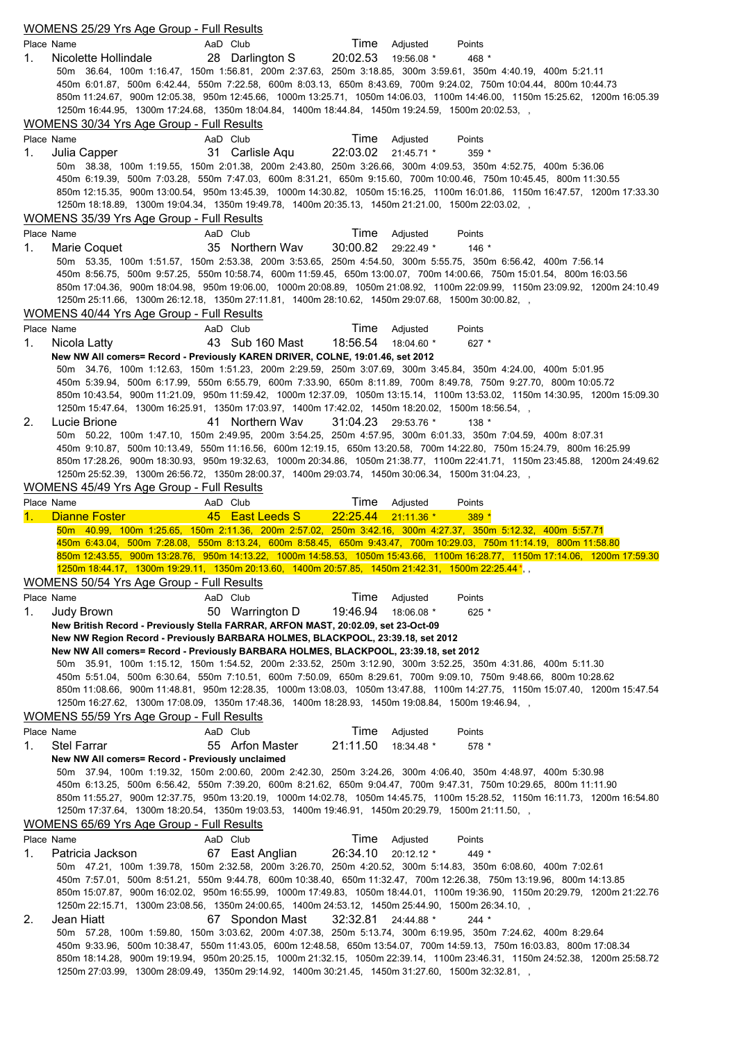## WOMENS 25/29 Yrs Age Group - Full Results

| Place | Name | AaD | Club | Time | Adjusted | Points |
|---|---|---|---|---|---|---|
| 1. | Nicolette Hollindale | 28 | Darlington S | 20:02.53 | 19:56.08 * | 468 * |

50m 36.64, 100m 1:16.47, 150m 1:56.81, 200m 2:37.63, 250m 3:18.85, 300m 3:59.61, 350m 4:40.19, 400m 5:21.11
450m 6:01.87, 500m 6:42.44, 550m 7:22.58, 600m 8:03.13, 650m 8:43.69, 700m 9:24.02, 750m 10:04.44, 800m 10:44.73
850m 11:24.67, 900m 12:05.38, 950m 12:45.66, 1000m 13:25.71, 1050m 14:06.03, 1100m 14:46.00, 1150m 15:25.62, 1200m 16:05.39
1250m 16:44.95, 1300m 17:24.68, 1350m 18:04.84, 1400m 18:44.84, 1450m 19:24.59, 1500m 20:02.53, ,

## WOMENS 30/34 Yrs Age Group - Full Results

| Place | Name | AaD | Club | Time | Adjusted | Points |
|---|---|---|---|---|---|---|
| 1. | Julia Capper | 31 | Carlisle Aqu | 22:03.02 | 21:45.71 * | 359 * |

50m 38.38, 100m 1:19.55, 150m 2:01.38, 200m 2:43.80, 250m 3:26.66, 300m 4:09.53, 350m 4:52.75, 400m 5:36.06
450m 6:19.39, 500m 7:03.28, 550m 7:47.03, 600m 8:31.21, 650m 9:15.60, 700m 10:00.46, 750m 10:45.45, 800m 11:30.55
850m 12:15.35, 900m 13:00.54, 950m 13:45.39, 1000m 14:30.82, 1050m 15:16.25, 1100m 16:01.86, 1150m 16:47.57, 1200m 17:33.30
1250m 18:18.89, 1300m 19:04.34, 1350m 19:49.78, 1400m 20:35.13, 1450m 21:21.00, 1500m 22:03.02, ,

## WOMENS 35/39 Yrs Age Group - Full Results

| Place | Name | AaD | Club | Time | Adjusted | Points |
|---|---|---|---|---|---|---|
| 1. | Marie Coquet | 35 | Northern Wav | 30:00.82 | 29:22.49 * | 146 * |

50m 53.35, 100m 1:51.57, 150m 2:53.38, 200m 3:53.65, 250m 4:54.50, 300m 5:55.75, 350m 6:56.42, 400m 7:56.14
450m 8:56.75, 500m 9:57.25, 550m 10:58.74, 600m 11:59.45, 650m 13:00.07, 700m 14:00.66, 750m 15:01.54, 800m 16:03.56
850m 17:04.36, 900m 18:04.98, 950m 19:06.00, 1000m 20:08.89, 1050m 21:08.92, 1100m 22:09.99, 1150m 23:09.92, 1200m 24:10.49
1250m 25:11.66, 1300m 26:12.18, 1350m 27:11.81, 1400m 28:10.62, 1450m 29:07.68, 1500m 30:00.82, ,

## WOMENS 40/44 Yrs Age Group - Full Results

| Place | Name | AaD | Club | Time | Adjusted | Points |
|---|---|---|---|---|---|---|
| 1. | Nicola Latty | 43 | Sub 160 Mast | 18:56.54 | 18:04.60 * | 627 * |

**New NW All comers= Record - Previously KAREN DRIVER, COLNE, 19:01.46, set 2012**

50m 34.76, 100m 1:12.63, 150m 1:51.23, 200m 2:29.59, 250m 3:07.69, 300m 3:45.84, 350m 4:24.00, 400m 5:01.95
450m 5:39.94, 500m 6:17.99, 550m 6:55.79, 600m 7:33.90, 650m 8:11.89, 700m 8:49.78, 750m 9:27.70, 800m 10:05.72
850m 10:43.54, 900m 11:21.09, 950m 11:59.42, 1000m 12:37.09, 1050m 13:15.14, 1100m 13:53.02, 1150m 14:30.95, 1200m 15:09.30
1250m 15:47.64, 1300m 16:25.91, 1350m 17:03.97, 1400m 17:42.02, 1450m 18:20.02, 1500m 18:56.54, ,

| Place | Name | AaD | Club | Time | Adjusted | Points |
|---|---|---|---|---|---|---|
| 2. | Lucie Brione | 41 | Northern Wav | 31:04.23 | 29:53.76 * | 138 * |

50m 50.22, 100m 1:47.10, 150m 2:49.95, 200m 3:54.25, 250m 4:57.95, 300m 6:01.33, 350m 7:04.59, 400m 8:07.31
450m 9:10.87, 500m 10:13.49, 550m 11:16.56, 600m 12:19.15, 650m 13:20.58, 700m 14:22.80, 750m 15:24.79, 800m 16:25.99
850m 17:28.26, 900m 18:30.93, 950m 19:32.63, 1000m 20:34.86, 1050m 21:38.77, 1100m 22:41.71, 1150m 23:45.88, 1200m 24:49.62
1250m 25:52.39, 1300m 26:56.72, 1350m 28:00.37, 1400m 29:03.74, 1450m 30:06.34, 1500m 31:04.23, ,

## WOMENS 45/49 Yrs Age Group - Full Results

| Place | Name | AaD | Club | Time | Adjusted | Points |
|---|---|---|---|---|---|---|
| 1. | Dianne Foster | 45 | East Leeds S | 22:25.44 | 21:11.36 * | 389 * |

50m 40.99, 100m 1:25.65, 150m 2:11.36, 200m 2:57.02, 250m 3:42.16, 300m 4:27.37, 350m 5:12.32, 400m 5:57.71
450m 6:43.04, 500m 7:28.08, 550m 8:13.24, 600m 8:58.45, 650m 9:43.47, 700m 10:29.03, 750m 11:14.19, 800m 11:58.80
850m 12:43.55, 900m 13:28.76, 950m 14:13.22, 1000m 14:58.53, 1050m 15:43.66, 1100m 16:28.77, 1150m 17:14.06, 1200m 17:59.30
1250m 18:44.17, 1300m 19:29.11, 1350m 20:13.60, 1400m 20:57.85, 1450m 21:42.31, 1500m 22:25.44 *, ,

## WOMENS 50/54 Yrs Age Group - Full Results

| Place | Name | AaD | Club | Time | Adjusted | Points |
|---|---|---|---|---|---|---|
| 1. | Judy Brown | 50 | Warrington D | 19:46.94 | 18:06.08 * | 625 * |

**New British Record - Previously Stella FARRAR, ARFON MAST, 20:02.09, set 23-Oct-09**
**New NW Region Record - Previously BARBARA HOLMES, BLACKPOOL, 23:39.18, set 2012**
**New NW All comers= Record - Previously BARBARA HOLMES, BLACKPOOL, 23:39.18, set 2012**

50m 35.91, 100m 1:15.12, 150m 1:54.52, 200m 2:33.52, 250m 3:12.90, 300m 3:52.25, 350m 4:31.86, 400m 5:11.30
450m 5:51.04, 500m 6:30.64, 550m 7:10.51, 600m 7:50.09, 650m 8:29.61, 700m 9:09.10, 750m 9:48.66, 800m 10:28.62
850m 11:08.66, 900m 11:48.81, 950m 12:28.35, 1000m 13:08.03, 1050m 13:47.88, 1100m 14:27.75, 1150m 15:07.40, 1200m 15:47.54
1250m 16:27.62, 1300m 17:08.09, 1350m 17:48.36, 1400m 18:28.93, 1450m 19:08.84, 1500m 19:46.94, ,

## WOMENS 55/59 Yrs Age Group - Full Results

| Place | Name | AaD | Club | Time | Adjusted | Points |
|---|---|---|---|---|---|---|
| 1. | Stel Farrar | 55 | Arfon Master | 21:11.50 | 18:34.48 * | 578 * |

**New NW All comers= Record - Previously unclaimed**

50m 37.94, 100m 1:19.32, 150m 2:00.60, 200m 2:42.30, 250m 3:24.26, 300m 4:06.40, 350m 4:48.97, 400m 5:30.98
450m 6:13.25, 500m 6:56.42, 550m 7:39.20, 600m 8:21.62, 650m 9:04.47, 700m 9:47.31, 750m 10:29.65, 800m 11:11.90
850m 11:55.27, 900m 12:37.75, 950m 13:20.19, 1000m 14:02.78, 1050m 14:45.75, 1100m 15:28.52, 1150m 16:11.73, 1200m 16:54.80
1250m 17:37.64, 1300m 18:20.54, 1350m 19:03.53, 1400m 19:46.91, 1450m 20:29.79, 1500m 21:11.50, ,

## WOMENS 65/69 Yrs Age Group - Full Results

| Place | Name | AaD | Club | Time | Adjusted | Points |
|---|---|---|---|---|---|---|
| 1. | Patricia Jackson | 67 | East Anglian | 26:34.10 | 20:12.12 * | 449 * |

50m 47.21, 100m 1:39.78, 150m 2:32.58, 200m 3:26.70, 250m 4:20.52, 300m 5:14.83, 350m 6:08.60, 400m 7:02.61
450m 7:57.01, 500m 8:51.21, 550m 9:44.78, 600m 10:38.40, 650m 11:32.47, 700m 12:26.38, 750m 13:19.96, 800m 14:13.85
850m 15:07.87, 900m 16:02.02, 950m 16:55.99, 1000m 17:49.83, 1050m 18:44.01, 1100m 19:36.90, 1150m 20:29.79, 1200m 21:22.76
1250m 22:15.71, 1300m 23:08.56, 1350m 24:00.65, 1400m 24:53.12, 1450m 25:44.90, 1500m 26:34.10, ,

| Place | Name | AaD | Club | Time | Adjusted | Points |
|---|---|---|---|---|---|---|
| 2. | Jean Hiatt | 67 | Spondon Mast | 32:32.81 | 24:44.88 * | 244 * |

50m 57.28, 100m 1:59.80, 150m 3:03.62, 200m 4:07.38, 250m 5:13.74, 300m 6:19.95, 350m 7:24.62, 400m 8:29.64
450m 9:33.96, 500m 10:38.47, 550m 11:43.05, 600m 12:48.58, 650m 13:54.07, 700m 14:59.13, 750m 16:03.83, 800m 17:08.34
850m 18:14.28, 900m 19:19.94, 950m 20:25.15, 1000m 21:32.15, 1050m 22:39.14, 1100m 23:46.31, 1150m 24:52.38, 1200m 25:58.72
1250m 27:03.99, 1300m 28:09.49, 1350m 29:14.92, 1400m 30:21.45, 1450m 31:27.60, 1500m 32:32.81, ,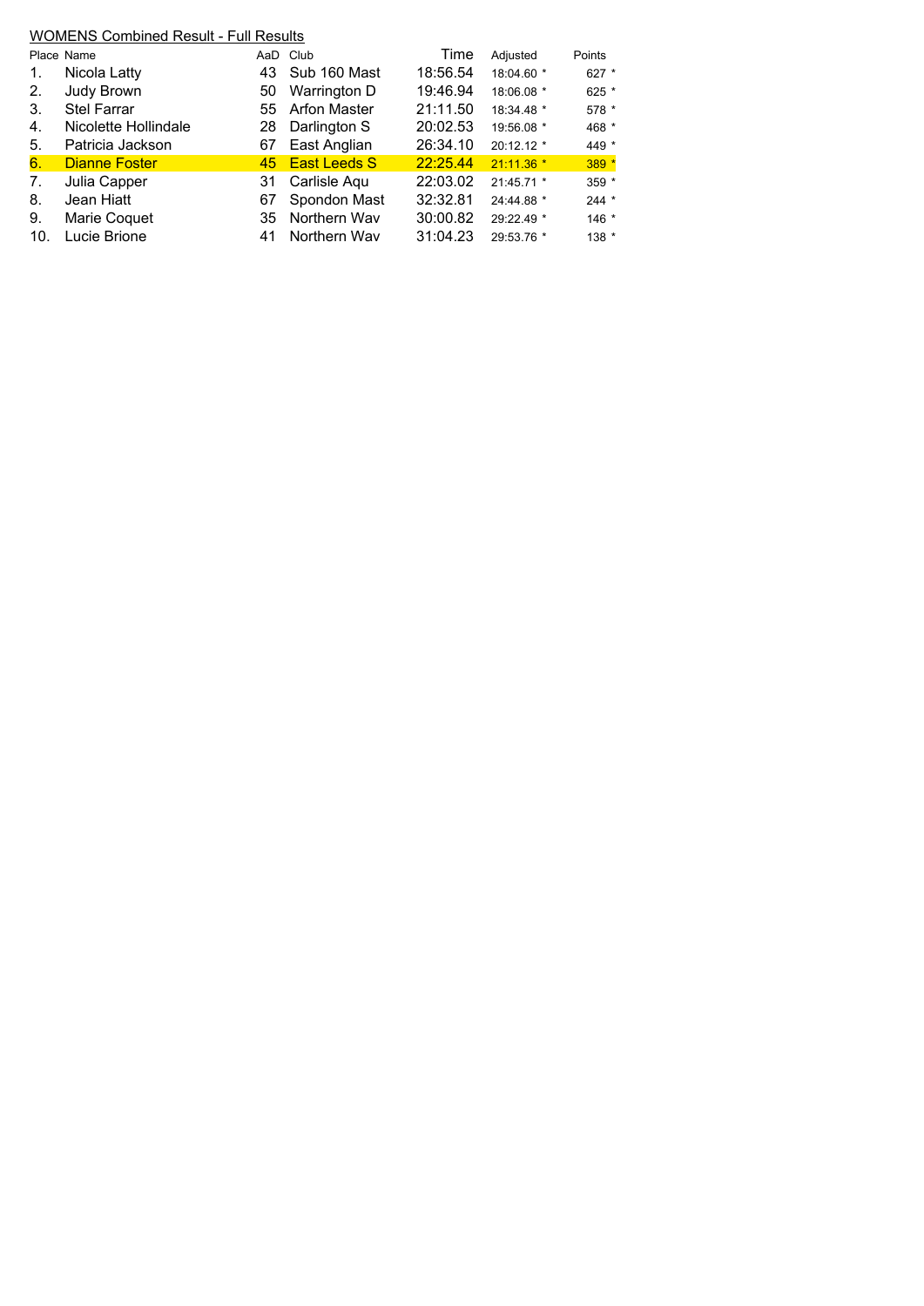WOMENS Combined Result - Full Results

| Place | Name | AaD | Club | Time | Adjusted | Points |
|---|---|---|---|---|---|---|
| 1. | Nicola Latty | 43 | Sub 160 Mast | 18:56.54 | 18:04.60 * | 627 * |
| 2. | Judy Brown | 50 | Warrington D | 19:46.94 | 18:06.08 * | 625 * |
| 3. | Stel Farrar | 55 | Arfon Master | 21:11.50 | 18:34.48 * | 578 * |
| 4. | Nicolette Hollindale | 28 | Darlington S | 20:02.53 | 19:56.08 * | 468 * |
| 5. | Patricia Jackson | 67 | East Anglian | 26:34.10 | 20:12.12 * | 449 * |
| 6. | Dianne Foster | 45 | East Leeds S | 22:25.44 | 21:11.36 * | 389 * |
| 7. | Julia Capper | 31 | Carlisle Aqu | 22:03.02 | 21:45.71 * | 359 * |
| 8. | Jean Hiatt | 67 | Spondon Mast | 32:32.81 | 24:44.88 * | 244 * |
| 9. | Marie Coquet | 35 | Northern Wav | 30:00.82 | 29:22.49 * | 146 * |
| 10. | Lucie Brione | 41 | Northern Wav | 31:04.23 | 29:53.76 * | 138 * |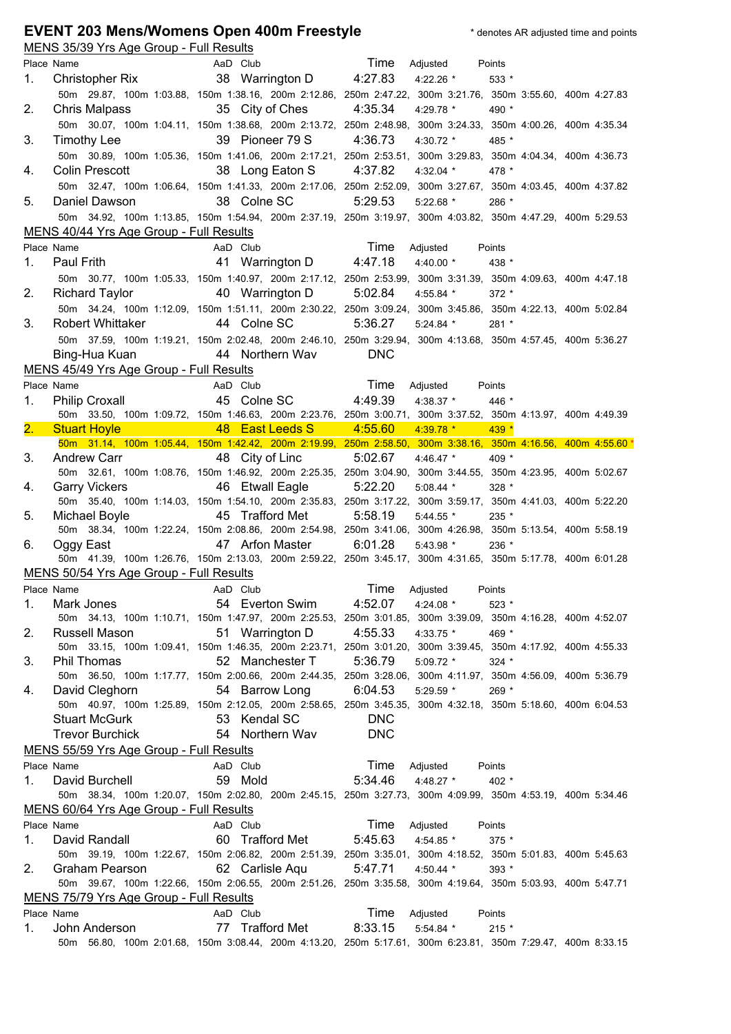# EVENT 203 Mens/Womens Open 400m Freestyle

\* denotes AR adjusted time and points

## MENS 35/39 Yrs Age Group - Full Results

| Place | Name | AaD | Club | Time | Adjusted | Points |
|---|---|---|---|---|---|---|
| 1. | Christopher Rix | 38 | Warrington D | 4:27.83 | 4:22.26 * | 533 * |
| | 50m 29.87, 100m 1:03.88, 150m 1:38.16, 200m 2:12.86, 250m 2:47.22, 300m 3:21.76, 350m 3:55.60, 400m 4:27.83 | | | | | |
| 2. | Chris Malpass | 35 | City of Ches | 4:35.34 | 4:29.78 * | 490 * |
| | 50m 30.07, 100m 1:04.11, 150m 1:38.68, 200m 2:13.72, 250m 2:48.98, 300m 3:24.33, 350m 4:00.26, 400m 4:35.34 | | | | | |
| 3. | Timothy Lee | 39 | Pioneer 79 S | 4:36.73 | 4:30.72 * | 485 * |
| | 50m 30.89, 100m 1:05.36, 150m 1:41.06, 200m 2:17.21, 250m 2:53.51, 300m 3:29.83, 350m 4:04.34, 400m 4:36.73 | | | | | |
| 4. | Colin Prescott | 38 | Long Eaton S | 4:37.82 | 4:32.04 * | 478 * |
| | 50m 32.47, 100m 1:06.64, 150m 1:41.33, 200m 2:17.06, 250m 2:52.09, 300m 3:27.67, 350m 4:03.45, 400m 4:37.82 | | | | | |
| 5. | Daniel Dawson | 38 | Colne SC | 5:29.53 | 5:22.68 * | 286 * |
| | 50m 34.92, 100m 1:13.85, 150m 1:54.94, 200m 2:37.19, 250m 3:19.97, 300m 4:03.82, 350m 4:47.29, 400m 5:29.53 | | | | | |

## MENS 40/44 Yrs Age Group - Full Results

| Place | Name | AaD | Club | Time | Adjusted | Points |
|---|---|---|---|---|---|---|
| 1. | Paul Frith | 41 | Warrington D | 4:47.18 | 4:40.00 * | 438 * |
| | 50m 30.77, 100m 1:05.33, 150m 1:40.97, 200m 2:17.12, 250m 2:53.99, 300m 3:31.39, 350m 4:09.63, 400m 4:47.18 | | | | | |
| 2. | Richard Taylor | 40 | Warrington D | 5:02.84 | 4:55.84 * | 372 * |
| | 50m 34.24, 100m 1:12.09, 150m 1:51.11, 200m 2:30.22, 250m 3:09.24, 300m 3:45.86, 350m 4:22.13, 400m 5:02.84 | | | | | |
| 3. | Robert Whittaker | 44 | Colne SC | 5:36.27 | 5:24.84 * | 281 * |
| | 50m 37.59, 100m 1:19.21, 150m 2:02.48, 200m 2:46.10, 250m 3:29.94, 300m 4:13.68, 350m 4:57.45, 400m 5:36.27 | | | | | |
| | Bing-Hua Kuan | 44 | Northern Wav | DNC | | |

## MENS 45/49 Yrs Age Group - Full Results

| Place | Name | AaD | Club | Time | Adjusted | Points |
|---|---|---|---|---|---|---|
| 1. | Philip Croxall | 45 | Colne SC | 4:49.39 | 4:38.37 * | 446 * |
| | 50m 33.50, 100m 1:09.72, 150m 1:46.63, 200m 2:23.76, 250m 3:00.71, 300m 3:37.52, 350m 4:13.97, 400m 4:49.39 | | | | | |
| 2. | Stuart Hoyle | 48 | East Leeds S | 4:55.60 | 4:39.78 * | 439 * |
| | 50m 31.14, 100m 1:05.44, 150m 1:42.42, 200m 2:19.99, 250m 2:58.50, 300m 3:38.16, 350m 4:16.56, 400m 4:55.60 * | | | | | |
| 3. | Andrew Carr | 48 | City of Linc | 5:02.67 | 4:46.47 * | 409 * |
| | 50m 32.61, 100m 1:08.76, 150m 1:46.92, 200m 2:25.35, 250m 3:04.90, 300m 3:44.55, 350m 4:23.95, 400m 5:02.67 | | | | | |
| 4. | Garry Vickers | 46 | Etwall Eagle | 5:22.20 | 5:08.44 * | 328 * |
| | 50m 35.40, 100m 1:14.03, 150m 1:54.10, 200m 2:35.83, 250m 3:17.22, 300m 3:59.17, 350m 4:41.03, 400m 5:22.20 | | | | | |
| 5. | Michael Boyle | 45 | Trafford Met | 5:58.19 | 5:44.55 * | 235 * |
| | 50m 38.34, 100m 1:22.24, 150m 2:08.86, 200m 2:54.98, 250m 3:41.06, 300m 4:26.98, 350m 5:13.54, 400m 5:58.19 | | | | | |
| 6. | Oggy East | 47 | Arfon Master | 6:01.28 | 5:43.98 * | 236 * |
| | 50m 41.39, 100m 1:26.76, 150m 2:13.03, 200m 2:59.22, 250m 3:45.17, 300m 4:31.65, 350m 5:17.78, 400m 6:01.28 | | | | | |

## MENS 50/54 Yrs Age Group - Full Results

| Place | Name | AaD | Club | Time | Adjusted | Points |
|---|---|---|---|---|---|---|
| 1. | Mark Jones | 54 | Everton Swim | 4:52.07 | 4:24.08 * | 523 * |
| | 50m 34.13, 100m 1:10.71, 150m 1:47.97, 200m 2:25.53, 250m 3:01.85, 300m 3:39.09, 350m 4:16.28, 400m 4:52.07 | | | | | |
| 2. | Russell Mason | 51 | Warrington D | 4:55.33 | 4:33.75 * | 469 * |
| | 50m 33.15, 100m 1:09.41, 150m 1:46.35, 200m 2:23.71, 250m 3:01.20, 300m 3:39.45, 350m 4:17.92, 400m 4:55.33 | | | | | |
| 3. | Phil Thomas | 52 | Manchester T | 5:36.79 | 5:09.72 * | 324 * |
| | 50m 36.50, 100m 1:17.77, 150m 2:00.66, 200m 2:44.35, 250m 3:28.06, 300m 4:11.97, 350m 4:56.09, 400m 5:36.79 | | | | | |
| 4. | David Cleghorn | 54 | Barrow Long | 6:04.53 | 5:29.59 * | 269 * |
| | 50m 40.97, 100m 1:25.89, 150m 2:12.05, 200m 2:58.65, 250m 3:45.35, 300m 4:32.18, 350m 5:18.60, 400m 6:04.53 | | | | | |
| | Stuart McGurk | 53 | Kendal SC | DNC | | |
| | Trevor Burchick | 54 | Northern Wav | DNC | | |

## MENS 55/59 Yrs Age Group - Full Results

| Place | Name | AaD | Club | Time | Adjusted | Points |
|---|---|---|---|---|---|---|
| 1. | David Burchell | 59 | Mold | 5:34.46 | 4:48.27 * | 402 * |
| | 50m 38.34, 100m 1:20.07, 150m 2:02.80, 200m 2:45.15, 250m 3:27.73, 300m 4:09.99, 350m 4:53.19, 400m 5:34.46 | | | | | |

## MENS 60/64 Yrs Age Group - Full Results

| Place | Name | AaD | Club | Time | Adjusted | Points |
|---|---|---|---|---|---|---|
| 1. | David Randall | 60 | Trafford Met | 5:45.63 | 4:54.85 * | 375 * |
| | 50m 39.19, 100m 1:22.67, 150m 2:06.82, 200m 2:51.39, 250m 3:35.01, 300m 4:18.52, 350m 5:01.83, 400m 5:45.63 | | | | | |
| 2. | Graham Pearson | 62 | Carlisle Aqu | 5:47.71 | 4:50.44 * | 393 * |
| | 50m 39.67, 100m 1:22.66, 150m 2:06.55, 200m 2:51.26, 250m 3:35.58, 300m 4:19.64, 350m 5:03.93, 400m 5:47.71 | | | | | |

## MENS 75/79 Yrs Age Group - Full Results

| Place | Name | AaD | Club | Time | Adjusted | Points |
|---|---|---|---|---|---|---|
| 1. | John Anderson | 77 | Trafford Met | 8:33.15 | 5:54.84 * | 215 * |
| | 50m 56.80, 100m 2:01.68, 150m 3:08.44, 200m 4:13.20, 250m 5:17.61, 300m 6:23.81, 350m 7:29.47, 400m 8:33.15 | | | | | |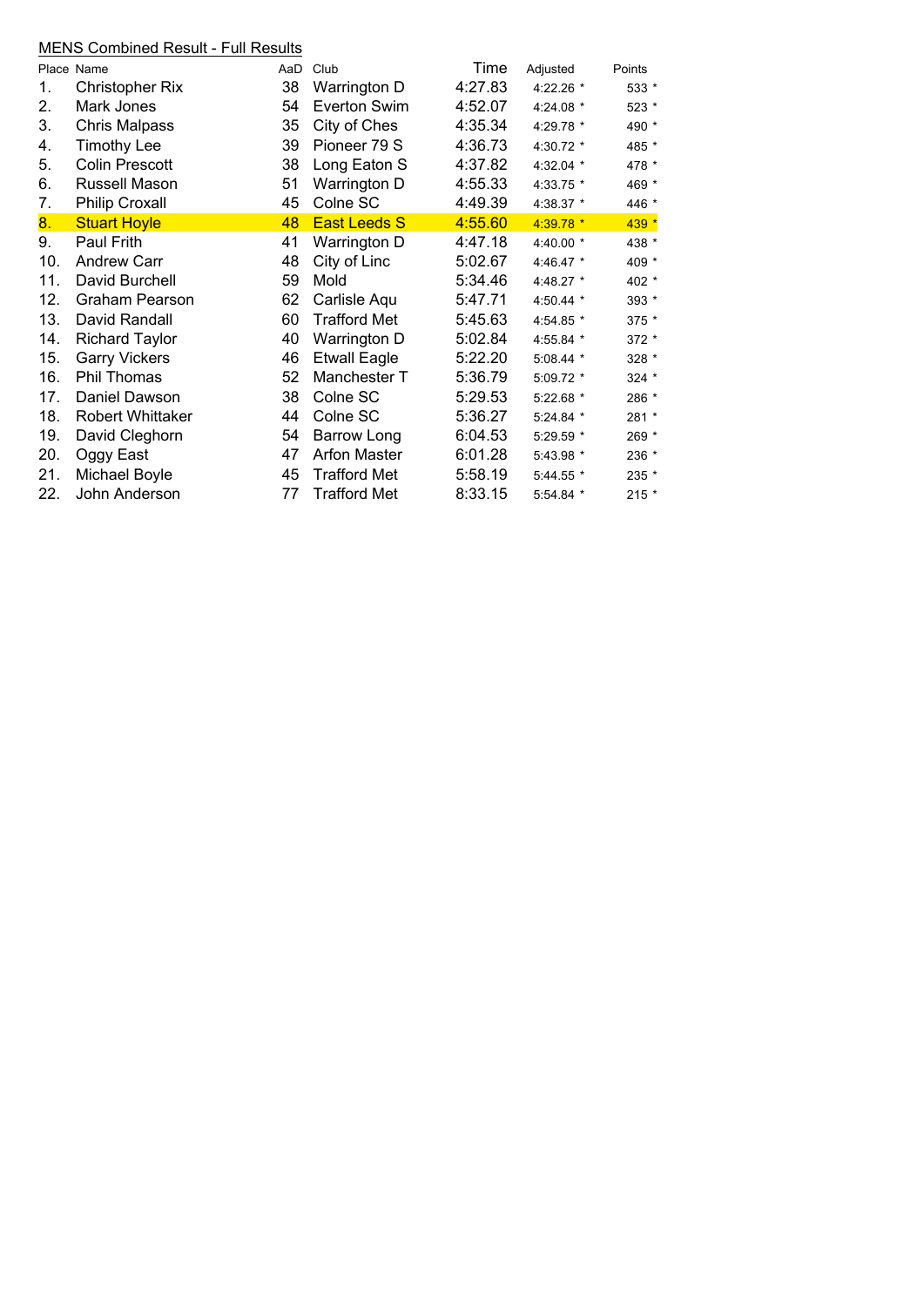<u>MENS Combined Result - Full Results</u>

| Place | Name | AaD | Club | Time | Adjusted | Points |
|---|---|---|---|---|---|---|
| 1. | Christopher Rix | 38 | Warrington D | 4:27.83 | 4:22.26 * | 533 * |
| 2. | Mark Jones | 54 | Everton Swim | 4:52.07 | 4:24.08 * | 523 * |
| 3. | Chris Malpass | 35 | City of Ches | 4:35.34 | 4:29.78 * | 490 * |
| 4. | Timothy Lee | 39 | Pioneer 79 S | 4:36.73 | 4:30.72 * | 485 * |
| 5. | Colin Prescott | 38 | Long Eaton S | 4:37.82 | 4:32.04 * | 478 * |
| 6. | Russell Mason | 51 | Warrington D | 4:55.33 | 4:33.75 * | 469 * |
| 7. | Philip Croxall | 45 | Colne SC | 4:49.39 | 4:38.37 * | 446 * |
| 8. | Stuart Hoyle | 48 | East Leeds S | 4:55.60 | 4:39.78 * | 439 * |
| 9. | Paul Frith | 41 | Warrington D | 4:47.18 | 4:40.00 * | 438 * |
| 10. | Andrew Carr | 48 | City of Linc | 5:02.67 | 4:46.47 * | 409 * |
| 11. | David Burchell | 59 | Mold | 5:34.46 | 4:48.27 * | 402 * |
| 12. | Graham Pearson | 62 | Carlisle Aqu | 5:47.71 | 4:50.44 * | 393 * |
| 13. | David Randall | 60 | Trafford Met | 5:45.63 | 4:54.85 * | 375 * |
| 14. | Richard Taylor | 40 | Warrington D | 5:02.84 | 4:55.84 * | 372 * |
| 15. | Garry Vickers | 46 | Etwall Eagle | 5:22.20 | 5:08.44 * | 328 * |
| 16. | Phil Thomas | 52 | Manchester T | 5:36.79 | 5:09.72 * | 324 * |
| 17. | Daniel Dawson | 38 | Colne SC | 5:29.53 | 5:22.68 * | 286 * |
| 18. | Robert Whittaker | 44 | Colne SC | 5:36.27 | 5:24.84 * | 281 * |
| 19. | David Cleghorn | 54 | Barrow Long | 6:04.53 | 5:29.59 * | 269 * |
| 20. | Oggy East | 47 | Arfon Master | 6:01.28 | 5:43.98 * | 236 * |
| 21. | Michael Boyle | 45 | Trafford Met | 5:58.19 | 5:44.55 * | 235 * |
| 22. | John Anderson | 77 | Trafford Met | 8:33.15 | 5:54.84 * | 215 * |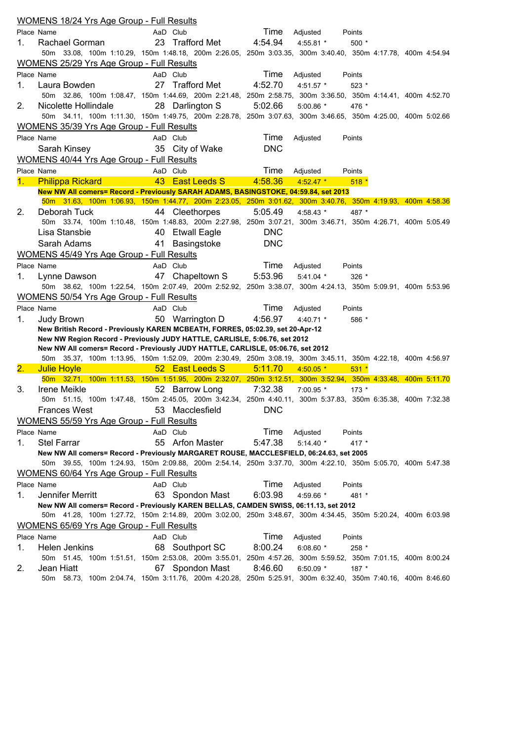## WOMENS 18/24 Yrs Age Group - Full Results

| Place | Name | AaD | Club | Time | Adjusted | Points |
|---|---|---|---|---|---|---|
| 1. | Rachael Gorman | 23 | Trafford Met | 4:54.94 | 4:55.81 * | 500 * |

50m 33.08, 100m 1:10.29, 150m 1:48.18, 200m 2:26.05, 250m 3:03.35, 300m 3:40.40, 350m 4:17.78, 400m 4:54.94

## WOMENS 25/29 Yrs Age Group - Full Results

| Place | Name | AaD | Club | Time | Adjusted | Points |
|---|---|---|---|---|---|---|
| 1. | Laura Bowden | 27 | Trafford Met | 4:52.70 | 4:51.57 * | 523 * |
| 2. | Nicolette Hollindale | 28 | Darlington S | 5:02.66 | 5:00.86 * | 476 * |

Laura Bowden: 50m 32.86, 100m 1:08.47, 150m 1:44.69, 200m 2:21.48, 250m 2:58.75, 300m 3:36.50, 350m 4:14.41, 400m 4:52.70

Nicolette Hollindale: 50m 34.11, 100m 1:11.30, 150m 1:49.75, 200m 2:28.78, 250m 3:07.63, 300m 3:46.65, 350m 4:25.00, 400m 5:02.66

## WOMENS 35/39 Yrs Age Group - Full Results

| Place | Name | AaD | Club | Time | Adjusted | Points |
|---|---|---|---|---|---|---|
| | Sarah Kinsey | 35 | City of Wake | DNC | | |

## WOMENS 40/44 Yrs Age Group - Full Results

| Place | Name | AaD | Club | Time | Adjusted | Points |
|---|---|---|---|---|---|---|
| 1. | Philippa Rickard | 43 | East Leeds S | 4:58.36 | 4:52.47 * | 518 * |
| 2. | Deborah Tuck | 44 | Cleethorpes | 5:05.49 | 4:58.43 * | 487 * |
| | Lisa Stansbie | 40 | Etwall Eagle | DNC | | |
| | Sarah Adams | 41 | Basingstoke | DNC | | |

Philippa Rickard: **New NW All comers= Record - Previously SARAH ADAMS, BASINGSTOKE, 04:59.84, set 2013**
50m 31.63, 100m 1:06.93, 150m 1:44.77, 200m 2:23.05, 250m 3:01.62, 300m 3:40.76, 350m 4:19.93, 400m 4:58.36

Deborah Tuck: 50m 33.74, 100m 1:10.48, 150m 1:48.83, 200m 2:27.98, 250m 3:07.21, 300m 3:46.71, 350m 4:26.71, 400m 5:05.49

## WOMENS 45/49 Yrs Age Group - Full Results

| Place | Name | AaD | Club | Time | Adjusted | Points |
|---|---|---|---|---|---|---|
| 1. | Lynne Dawson | 47 | Chapeltown S | 5:53.96 | 5:41.04 * | 326 * |

50m 38.62, 100m 1:22.54, 150m 2:07.49, 200m 2:52.92, 250m 3:38.07, 300m 4:24.13, 350m 5:09.91, 400m 5:53.96

## WOMENS 50/54 Yrs Age Group - Full Results

| Place | Name | AaD | Club | Time | Adjusted | Points |
|---|---|---|---|---|---|---|
| 1. | Judy Brown | 50 | Warrington D | 4:56.97 | 4:40.71 * | 586 * |
| 2. | Julie Hoyle | 52 | East Leeds S | 5:11.70 | 4:50.05 * | 531 * |
| 3. | Irene Meikle | 52 | Barrow Long | 7:32.38 | 7:00.95 * | 173 * |
| | Frances West | 53 | Macclesfield | DNC | | |

Judy Brown:
**New British Record - Previously KAREN MCBEATH, FORRES, 05:02.39, set 20-Apr-12**
**New NW Region Record - Previously JUDY HATTLE, CARLISLE, 5:06.76, set 2012**
**New NW All comers= Record - Previously JUDY HATTLE, CARLISLE, 05:06.76, set 2012**
50m 35.37, 100m 1:13.95, 150m 1:52.09, 200m 2:30.49, 250m 3:08.19, 300m 3:45.11, 350m 4:22.18, 400m 4:56.97

Julie Hoyle: 50m 32.71, 100m 1:11.53, 150m 1:51.95, 200m 2:32.07, 250m 3:12.51, 300m 3:52.94, 350m 4:33.48, 400m 5:11.70

Irene Meikle: 50m 51.15, 100m 1:47.48, 150m 2:45.05, 200m 3:42.34, 250m 4:40.11, 300m 5:37.83, 350m 6:35.38, 400m 7:32.38

## WOMENS 55/59 Yrs Age Group - Full Results

| Place | Name | AaD | Club | Time | Adjusted | Points |
|---|---|---|---|---|---|---|
| 1. | Stel Farrar | 55 | Arfon Master | 5:47.38 | 5:14.40 * | 417 * |

**New NW All comers= Record - Previously MARGARET ROUSE, MACCLESFIELD, 06:24.63, set 2005**
50m 39.55, 100m 1:24.93, 150m 2:09.88, 200m 2:54.14, 250m 3:37.70, 300m 4:22.10, 350m 5:05.70, 400m 5:47.38

## WOMENS 60/64 Yrs Age Group - Full Results

| Place | Name | AaD | Club | Time | Adjusted | Points |
|---|---|---|---|---|---|---|
| 1. | Jennifer Merritt | 63 | Spondon Mast | 6:03.98 | 4:59.66 * | 481 * |

**New NW All comers= Record - Previously KAREN BELLAS, CAMDEN SWISS, 06:11.13, set 2012**
50m 41.28, 100m 1:27.72, 150m 2:14.89, 200m 3:02.00, 250m 3:48.67, 300m 4:34.45, 350m 5:20.24, 400m 6:03.98

## WOMENS 65/69 Yrs Age Group - Full Results

| Place | Name | AaD | Club | Time | Adjusted | Points |
|---|---|---|---|---|---|---|
| 1. | Helen Jenkins | 68 | Southport SC | 8:00.24 | 6:08.60 * | 258 * |
| 2. | Jean Hiatt | 67 | Spondon Mast | 8:46.60 | 6:50.09 * | 187 * |

Helen Jenkins: 50m 51.45, 100m 1:51.51, 150m 2:53.08, 200m 3:55.01, 250m 4:57.26, 300m 5:59.52, 350m 7:01.15, 400m 8:00.24

Jean Hiatt: 50m 58.73, 100m 2:04.74, 150m 3:11.76, 200m 4:20.28, 250m 5:25.91, 300m 6:32.40, 350m 7:40.16, 400m 8:46.60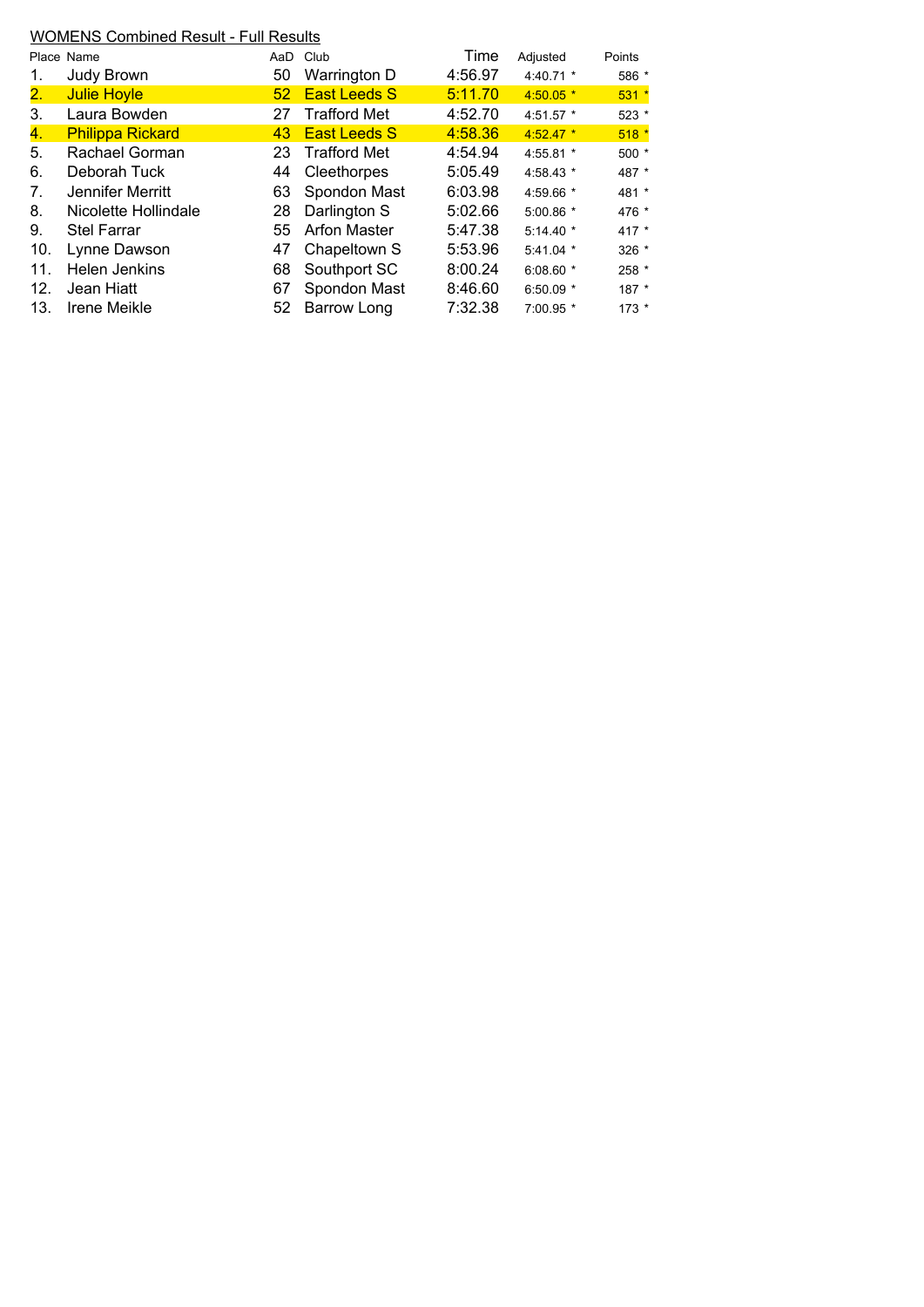## WOMENS Combined Result - Full Results

| Place | Name | AaD | Club | Time | Adjusted | Points |
|---|---|---|---|---|---|---|
| 1. | Judy Brown | 50 | Warrington D | 4:56.97 | 4:40.71 * | 586 * |
| 2. | Julie Hoyle | 52 | East Leeds S | 5:11.70 | 4:50.05 * | 531 * |
| 3. | Laura Bowden | 27 | Trafford Met | 4:52.70 | 4:51.57 * | 523 * |
| 4. | Philippa Rickard | 43 | East Leeds S | 4:58.36 | 4:52.47 * | 518 * |
| 5. | Rachael Gorman | 23 | Trafford Met | 4:54.94 | 4:55.81 * | 500 * |
| 6. | Deborah Tuck | 44 | Cleethorpes | 5:05.49 | 4:58.43 * | 487 * |
| 7. | Jennifer Merritt | 63 | Spondon Mast | 6:03.98 | 4:59.66 * | 481 * |
| 8. | Nicolette Hollindale | 28 | Darlington S | 5:02.66 | 5:00.86 * | 476 * |
| 9. | Stel Farrar | 55 | Arfon Master | 5:47.38 | 5:14.40 * | 417 * |
| 10. | Lynne Dawson | 47 | Chapeltown S | 5:53.96 | 5:41.04 * | 326 * |
| 11. | Helen Jenkins | 68 | Southport SC | 8:00.24 | 6:08.60 * | 258 * |
| 12. | Jean Hiatt | 67 | Spondon Mast | 8:46.60 | 6:50.09 * | 187 * |
| 13. | Irene Meikle | 52 | Barrow Long | 7:32.38 | 7:00.95 * | 173 * |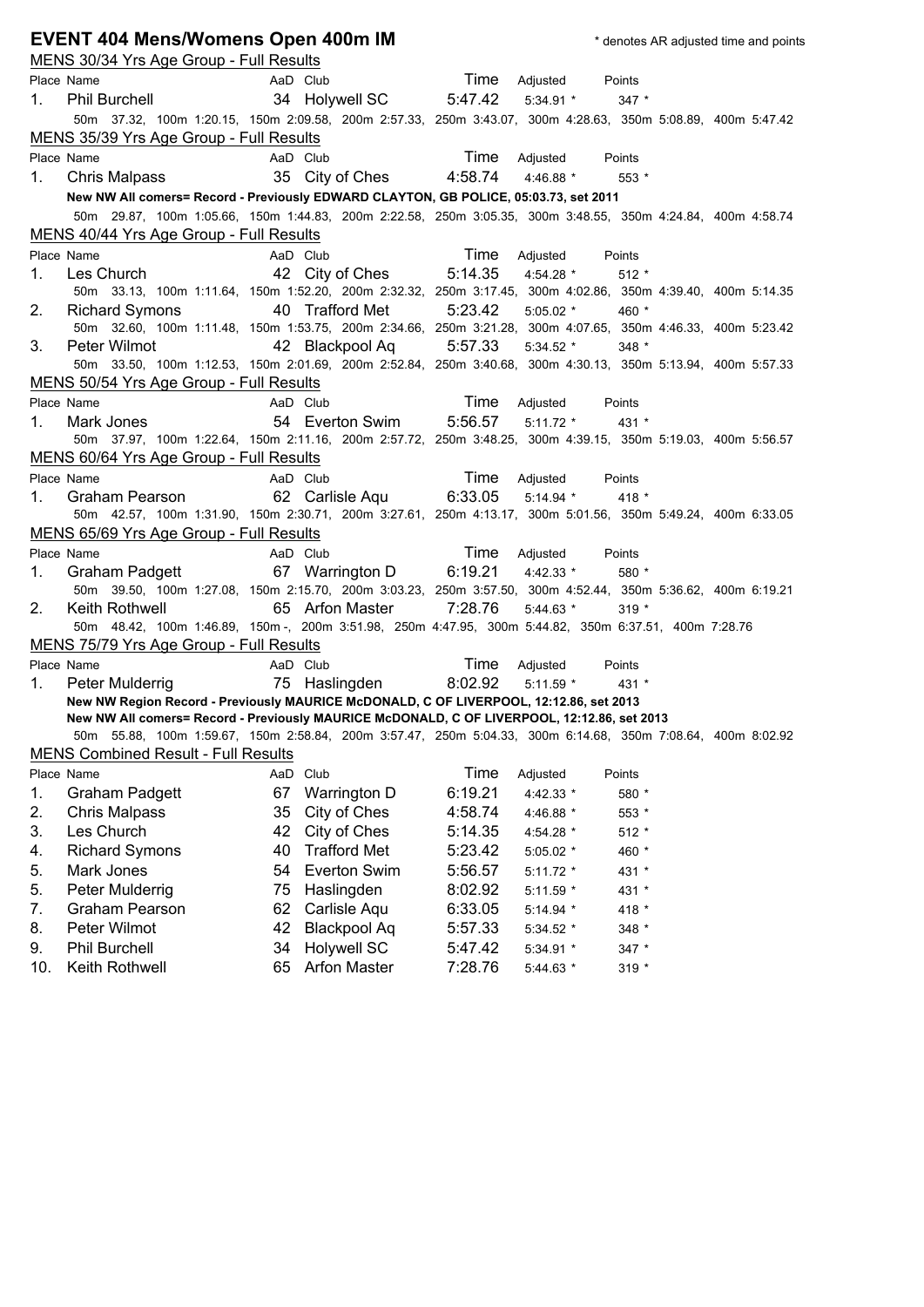# EVENT 404 Mens/Womens Open 400m IM

\* denotes AR adjusted time and points

## MENS 30/34 Yrs Age Group - Full Results

| Place | Name | AaD | Club | Time | Adjusted | Points |
|---|---|---|---|---|---|---|
| 1. | Phil Burchell | 34 | Holywell SC | 5:47.42 | 5:34.91 * | 347 * |

50m 37.32, 100m 1:20.15, 150m 2:09.58, 200m 2:57.33, 250m 3:43.07, 300m 4:28.63, 350m 5:08.89, 400m 5:47.42

## MENS 35/39 Yrs Age Group - Full Results

| Place | Name | AaD | Club | Time | Adjusted | Points |
|---|---|---|---|---|---|---|
| 1. | Chris Malpass | 35 | City of Ches | 4:58.74 | 4:46.88 * | 553 * |

**New NW All comers= Record - Previously EDWARD CLAYTON, GB POLICE, 05:03.73, set 2011**

50m 29.87, 100m 1:05.66, 150m 1:44.83, 200m 2:22.58, 250m 3:05.35, 300m 3:48.55, 350m 4:24.84, 400m 4:58.74

## MENS 40/44 Yrs Age Group - Full Results

| Place | Name | AaD | Club | Time | Adjusted | Points |
|---|---|---|---|---|---|---|
| 1. | Les Church | 42 | City of Ches | 5:14.35 | 4:54.28 * | 512 * |

50m 33.13, 100m 1:11.64, 150m 1:52.20, 200m 2:32.32, 250m 3:17.45, 300m 4:02.86, 350m 4:39.40, 400m 5:14.35

| Place | Name | AaD | Club | Time | Adjusted | Points |
|---|---|---|---|---|---|---|
| 2. | Richard Symons | 40 | Trafford Met | 5:23.42 | 5:05.02 * | 460 * |

50m 32.60, 100m 1:11.48, 150m 1:53.75, 200m 2:34.66, 250m 3:21.28, 300m 4:07.65, 350m 4:46.33, 400m 5:23.42

| Place | Name | AaD | Club | Time | Adjusted | Points |
|---|---|---|---|---|---|---|
| 3. | Peter Wilmot | 42 | Blackpool Aq | 5:57.33 | 5:34.52 * | 348 * |

50m 33.50, 100m 1:12.53, 150m 2:01.69, 200m 2:52.84, 250m 3:40.68, 300m 4:30.13, 350m 5:13.94, 400m 5:57.33

## MENS 50/54 Yrs Age Group - Full Results

| Place | Name | AaD | Club | Time | Adjusted | Points |
|---|---|---|---|---|---|---|
| 1. | Mark Jones | 54 | Everton Swim | 5:56.57 | 5:11.72 * | 431 * |

50m 37.97, 100m 1:22.64, 150m 2:11.16, 200m 2:57.72, 250m 3:48.25, 300m 4:39.15, 350m 5:19.03, 400m 5:56.57

## MENS 60/64 Yrs Age Group - Full Results

| Place | Name | AaD | Club | Time | Adjusted | Points |
|---|---|---|---|---|---|---|
| 1. | Graham Pearson | 62 | Carlisle Aqu | 6:33.05 | 5:14.94 * | 418 * |

50m 42.57, 100m 1:31.90, 150m 2:30.71, 200m 3:27.61, 250m 4:13.17, 300m 5:01.56, 350m 5:49.24, 400m 6:33.05

## MENS 65/69 Yrs Age Group - Full Results

| Place | Name | AaD | Club | Time | Adjusted | Points |
|---|---|---|---|---|---|---|
| 1. | Graham Padgett | 67 | Warrington D | 6:19.21 | 4:42.33 * | 580 * |

50m 39.50, 100m 1:27.08, 150m 2:15.70, 200m 3:03.23, 250m 3:57.50, 300m 4:52.44, 350m 5:36.62, 400m 6:19.21

| Place | Name | AaD | Club | Time | Adjusted | Points |
|---|---|---|---|---|---|---|
| 2. | Keith Rothwell | 65 | Arfon Master | 7:28.76 | 5:44.63 * | 319 * |

50m 48.42, 100m 1:46.89, 150m -, 200m 3:51.98, 250m 4:47.95, 300m 5:44.82, 350m 6:37.51, 400m 7:28.76

## MENS 75/79 Yrs Age Group - Full Results

| Place | Name | AaD | Club | Time | Adjusted | Points |
|---|---|---|---|---|---|---|
| 1. | Peter Mulderrig | 75 | Haslingden | 8:02.92 | 5:11.59 * | 431 * |

**New NW Region Record - Previously MAURICE McDONALD, C OF LIVERPOOL, 12:12.86, set 2013**

**New NW All comers= Record - Previously MAURICE McDONALD, C OF LIVERPOOL, 12:12.86, set 2013**

50m 55.88, 100m 1:59.67, 150m 2:58.84, 200m 3:57.47, 250m 5:04.33, 300m 6:14.68, 350m 7:08.64, 400m 8:02.92

## MENS Combined Result - Full Results

| Place | Name | AaD | Club | Time | Adjusted | Points |
|---|---|---|---|---|---|---|
| 1. | Graham Padgett | 67 | Warrington D | 6:19.21 | 4:42.33 * | 580 * |
| 2. | Chris Malpass | 35 | City of Ches | 4:58.74 | 4:46.88 * | 553 * |
| 3. | Les Church | 42 | City of Ches | 5:14.35 | 4:54.28 * | 512 * |
| 4. | Richard Symons | 40 | Trafford Met | 5:23.42 | 5:05.02 * | 460 * |
| 5. | Mark Jones | 54 | Everton Swim | 5:56.57 | 5:11.72 * | 431 * |
| 5. | Peter Mulderrig | 75 | Haslingden | 8:02.92 | 5:11.59 * | 431 * |
| 7. | Graham Pearson | 62 | Carlisle Aqu | 6:33.05 | 5:14.94 * | 418 * |
| 8. | Peter Wilmot | 42 | Blackpool Aq | 5:57.33 | 5:34.52 * | 348 * |
| 9. | Phil Burchell | 34 | Holywell SC | 5:47.42 | 5:34.91 * | 347 * |
| 10. | Keith Rothwell | 65 | Arfon Master | 7:28.76 | 5:44.63 * | 319 * |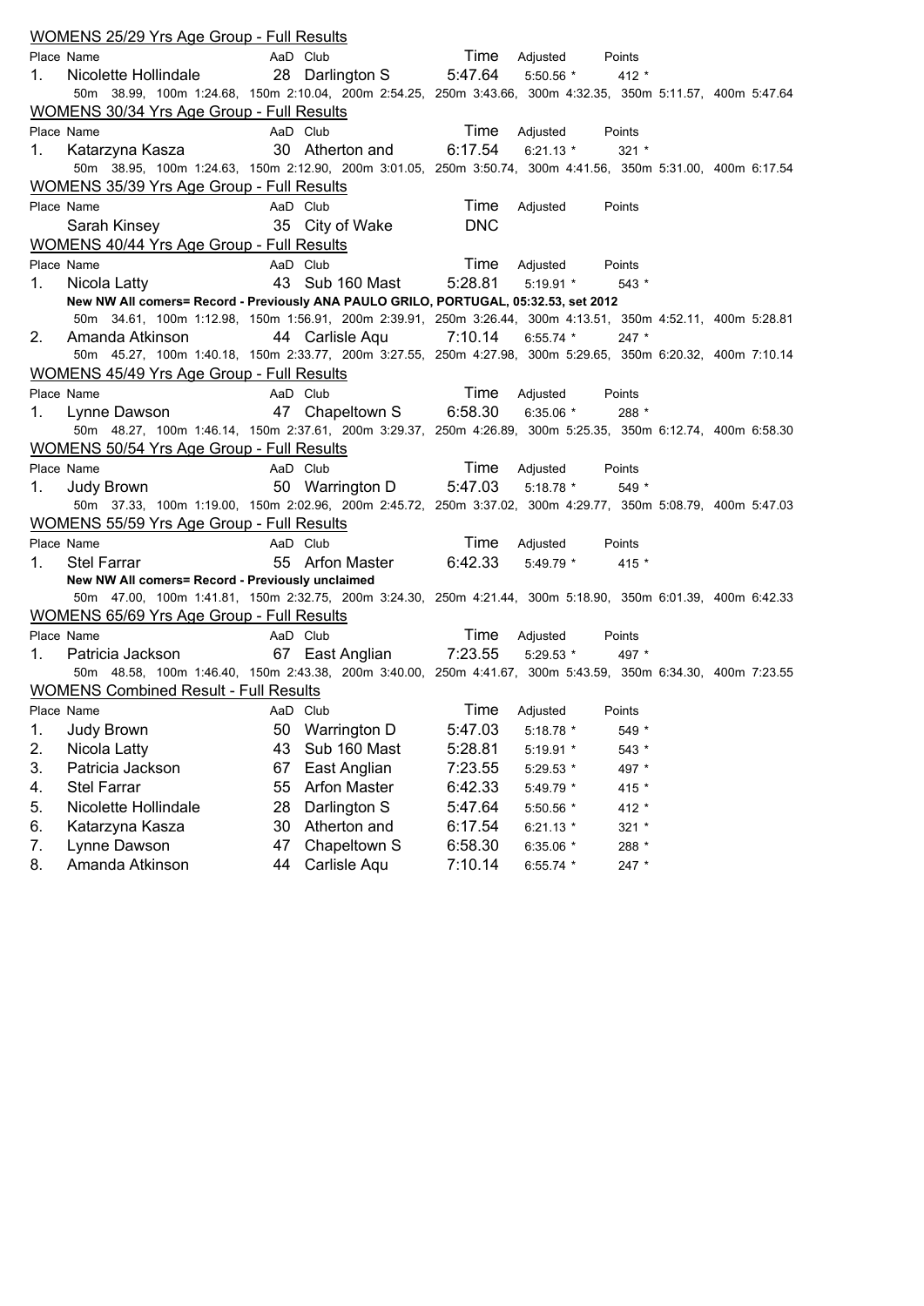## WOMENS 25/29 Yrs Age Group - Full Results

| Place | Name | AaD | Club | Time | Adjusted | Points |
|---|---|---|---|---|---|---|
| 1. | Nicolette Hollindale | 28 | Darlington S | 5:47.64 | 5:50.56 * | 412 * |

50m 38.99, 100m 1:24.68, 150m 2:10.04, 200m 2:54.25, 250m 3:43.66, 300m 4:32.35, 350m 5:11.57, 400m 5:47.64

## WOMENS 30/34 Yrs Age Group - Full Results

| Place | Name | AaD | Club | Time | Adjusted | Points |
|---|---|---|---|---|---|---|
| 1. | Katarzyna Kasza | 30 | Atherton and | 6:17.54 | 6:21.13 * | 321 * |

50m 38.95, 100m 1:24.63, 150m 2:12.90, 200m 3:01.05, 250m 3:50.74, 300m 4:41.56, 350m 5:31.00, 400m 6:17.54

## WOMENS 35/39 Yrs Age Group - Full Results

| Place | Name | AaD | Club | Time | Adjusted | Points |
|---|---|---|---|---|---|---|
| | Sarah Kinsey | 35 | City of Wake | DNC | | |

## WOMENS 40/44 Yrs Age Group - Full Results

| Place | Name | AaD | Club | Time | Adjusted | Points |
|---|---|---|---|---|---|---|
| 1. | Nicola Latty | 43 | Sub 160 Mast | 5:28.81 | 5:19.91 * | 543 * |

**New NW All comers= Record - Previously ANA PAULO GRILO, PORTUGAL, 05:32.53, set 2012**

50m 34.61, 100m 1:12.98, 150m 1:56.91, 200m 2:39.91, 250m 3:26.44, 300m 4:13.51, 350m 4:52.11, 400m 5:28.81

| Place | Name | AaD | Club | Time | Adjusted | Points |
|---|---|---|---|---|---|---|
| 2. | Amanda Atkinson | 44 | Carlisle Aqu | 7:10.14 | 6:55.74 * | 247 * |

50m 45.27, 100m 1:40.18, 150m 2:33.77, 200m 3:27.55, 250m 4:27.98, 300m 5:29.65, 350m 6:20.32, 400m 7:10.14

## WOMENS 45/49 Yrs Age Group - Full Results

| Place | Name | AaD | Club | Time | Adjusted | Points |
|---|---|---|---|---|---|---|
| 1. | Lynne Dawson | 47 | Chapeltown S | 6:58.30 | 6:35.06 * | 288 * |

50m 48.27, 100m 1:46.14, 150m 2:37.61, 200m 3:29.37, 250m 4:26.89, 300m 5:25.35, 350m 6:12.74, 400m 6:58.30

## WOMENS 50/54 Yrs Age Group - Full Results

| Place | Name | AaD | Club | Time | Adjusted | Points |
|---|---|---|---|---|---|---|
| 1. | Judy Brown | 50 | Warrington D | 5:47.03 | 5:18.78 * | 549 * |

50m 37.33, 100m 1:19.00, 150m 2:02.96, 200m 2:45.72, 250m 3:37.02, 300m 4:29.77, 350m 5:08.79, 400m 5:47.03

## WOMENS 55/59 Yrs Age Group - Full Results

| Place | Name | AaD | Club | Time | Adjusted | Points |
|---|---|---|---|---|---|---|
| 1. | Stel Farrar | 55 | Arfon Master | 6:42.33 | 5:49.79 * | 415 * |

**New NW All comers= Record - Previously unclaimed**

50m 47.00, 100m 1:41.81, 150m 2:32.75, 200m 3:24.30, 250m 4:21.44, 300m 5:18.90, 350m 6:01.39, 400m 6:42.33

## WOMENS 65/69 Yrs Age Group - Full Results

| Place | Name | AaD | Club | Time | Adjusted | Points |
|---|---|---|---|---|---|---|
| 1. | Patricia Jackson | 67 | East Anglian | 7:23.55 | 5:29.53 * | 497 * |

50m 48.58, 100m 1:46.40, 150m 2:43.38, 200m 3:40.00, 250m 4:41.67, 300m 5:43.59, 350m 6:34.30, 400m 7:23.55

## WOMENS Combined Result - Full Results

| Place | Name | AaD | Club | Time | Adjusted | Points |
|---|---|---|---|---|---|---|
| 1. | Judy Brown | 50 | Warrington D | 5:47.03 | 5:18.78 * | 549 * |
| 2. | Nicola Latty | 43 | Sub 160 Mast | 5:28.81 | 5:19.91 * | 543 * |
| 3. | Patricia Jackson | 67 | East Anglian | 7:23.55 | 5:29.53 * | 497 * |
| 4. | Stel Farrar | 55 | Arfon Master | 6:42.33 | 5:49.79 * | 415 * |
| 5. | Nicolette Hollindale | 28 | Darlington S | 5:47.64 | 5:50.56 * | 412 * |
| 6. | Katarzyna Kasza | 30 | Atherton and | 6:17.54 | 6:21.13 * | 321 * |
| 7. | Lynne Dawson | 47 | Chapeltown S | 6:58.30 | 6:35.06 * | 288 * |
| 8. | Amanda Atkinson | 44 | Carlisle Aqu | 7:10.14 | 6:55.74 * | 247 * |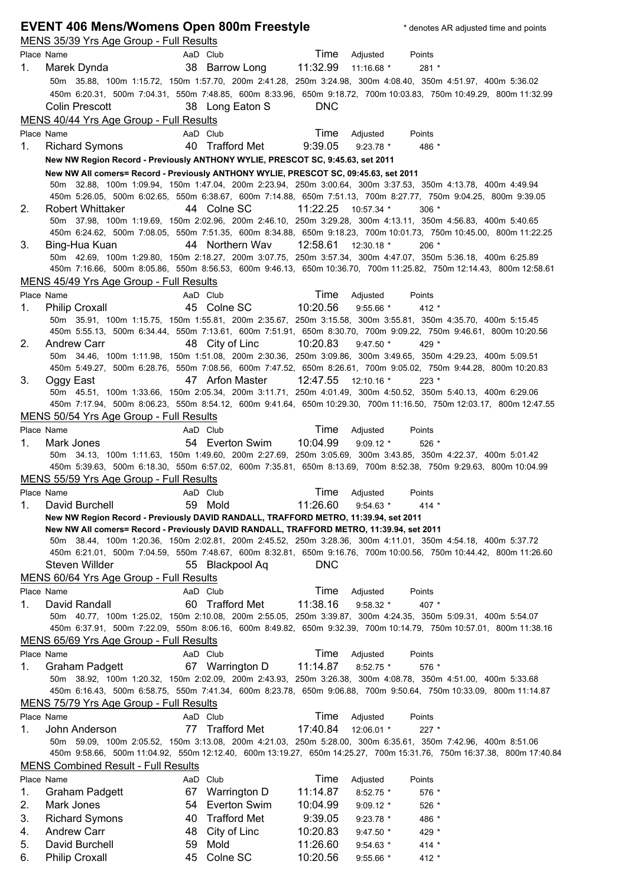## EVENT 406 Mens/Womens Open 800m Freestyle

\* denotes AR adjusted time and points

### MENS 35/39 Yrs Age Group - Full Results

| Place | Name | AaD | Club | Time | Adjusted | Points |
|---|---|---|---|---|---|---|
| 1. | Marek Dynda | 38 | Barrow Long | 11:32.99 | 11:16.68 * | 281 * |

50m 35.88, 100m 1:15.72, 150m 1:57.70, 200m 2:41.28, 250m 3:24.98, 300m 4:08.40, 350m 4:51.97, 400m 5:36.02
450m 6:20.31, 500m 7:04.31, 550m 7:48.85, 600m 8:33.96, 650m 9:18.72, 700m 10:03.83, 750m 10:49.29, 800m 11:32.99

| Place | Name | AaD | Club | Time | Adjusted | Points |
|---|---|---|---|---|---|---|
| | Colin Prescott | 38 | Long Eaton S | DNC | | |

### MENS 40/44 Yrs Age Group - Full Results

| Place | Name | AaD | Club | Time | Adjusted | Points |
|---|---|---|---|---|---|---|
| 1. | Richard Symons | 40 | Trafford Met | 9:39.05 | 9:23.78 * | 486 * |

**New NW Region Record - Previously ANTHONY WYLIE, PRESCOT SC, 9:45.63, set 2011**
**New NW All comers= Record - Previously ANTHONY WYLIE, PRESCOT SC, 09:45.63, set 2011**

50m 32.88, 100m 1:09.94, 150m 1:47.04, 200m 2:23.94, 250m 3:00.64, 300m 3:37.53, 350m 4:13.78, 400m 4:49.94
450m 5:26.05, 500m 6:02.65, 550m 6:38.67, 600m 7:14.88, 650m 7:51.13, 700m 8:27.77, 750m 9:04.25, 800m 9:39.05

| Place | Name | AaD | Club | Time | Adjusted | Points |
|---|---|---|---|---|---|---|
| 2. | Robert Whittaker | 44 | Colne SC | 11:22.25 | 10:57.34 * | 306 * |

50m 37.98, 100m 1:19.69, 150m 2:02.96, 200m 2:46.10, 250m 3:29.28, 300m 4:13.11, 350m 4:56.83, 400m 5:40.65
450m 6:24.62, 500m 7:08.05, 550m 7:51.35, 600m 8:34.88, 650m 9:18.23, 700m 10:01.73, 750m 10:45.00, 800m 11:22.25

| Place | Name | AaD | Club | Time | Adjusted | Points |
|---|---|---|---|---|---|---|
| 3. | Bing-Hua Kuan | 44 | Northern Wav | 12:58.61 | 12:30.18 * | 206 * |

50m 42.69, 100m 1:29.80, 150m 2:18.27, 200m 3:07.75, 250m 3:57.34, 300m 4:47.07, 350m 5:36.18, 400m 6:25.89
450m 7:16.66, 500m 8:05.86, 550m 8:56.53, 600m 9:46.13, 650m 10:36.70, 700m 11:25.82, 750m 12:14.43, 800m 12:58.61

### MENS 45/49 Yrs Age Group - Full Results

| Place | Name | AaD | Club | Time | Adjusted | Points |
|---|---|---|---|---|---|---|
| 1. | Philip Croxall | 45 | Colne SC | 10:20.56 | 9:55.66 * | 412 * |

50m 35.91, 100m 1:15.75, 150m 1:55.81, 200m 2:35.67, 250m 3:15.58, 300m 3:55.81, 350m 4:35.70, 400m 5:15.45
450m 5:55.13, 500m 6:34.44, 550m 7:13.61, 600m 7:51.91, 650m 8:30.70, 700m 9:09.22, 750m 9:46.61, 800m 10:20.56

| Place | Name | AaD | Club | Time | Adjusted | Points |
|---|---|---|---|---|---|---|
| 2. | Andrew Carr | 48 | City of Linc | 10:20.83 | 9:47.50 * | 429 * |

50m 34.46, 100m 1:11.98, 150m 1:51.08, 200m 2:30.36, 250m 3:09.86, 300m 3:49.65, 350m 4:29.23, 400m 5:09.51
450m 5:49.27, 500m 6:28.76, 550m 7:08.56, 600m 7:47.52, 650m 8:26.61, 700m 9:05.02, 750m 9:44.28, 800m 10:20.83

| Place | Name | AaD | Club | Time | Adjusted | Points |
|---|---|---|---|---|---|---|
| 3. | Oggy East | 47 | Arfon Master | 12:47.55 | 12:10.16 * | 223 * |

50m 45.51, 100m 1:33.66, 150m 2:05.34, 200m 3:11.71, 250m 4:01.49, 300m 4:50.52, 350m 5:40.13, 400m 6:29.06
450m 7:17.94, 500m 8:06.23, 550m 8:54.12, 600m 9:41.64, 650m 10:29.30, 700m 11:16.50, 750m 12:03.17, 800m 12:47.55

### MENS 50/54 Yrs Age Group - Full Results

| Place | Name | AaD | Club | Time | Adjusted | Points |
|---|---|---|---|---|---|---|
| 1. | Mark Jones | 54 | Everton Swim | 10:04.99 | 9:09.12 * | 526 * |

50m 34.13, 100m 1:11.63, 150m 1:49.60, 200m 2:27.69, 250m 3:05.69, 300m 3:43.85, 350m 4:22.37, 400m 5:01.42
450m 5:39.63, 500m 6:18.30, 550m 6:57.02, 600m 7:35.81, 650m 8:13.69, 700m 8:52.38, 750m 9:29.63, 800m 10:04.99

### MENS 55/59 Yrs Age Group - Full Results

| Place | Name | AaD | Club | Time | Adjusted | Points |
|---|---|---|---|---|---|---|
| 1. | David Burchell | 59 | Mold | 11:26.60 | 9:54.63 * | 414 * |

**New NW Region Record - Previously DAVID RANDALL, TRAFFORD METRO, 11:39.94, set 2011**
**New NW All comers= Record - Previously DAVID RANDALL, TRAFFORD METRO, 11:39.94, set 2011**

50m 38.44, 100m 1:20.36, 150m 2:02.81, 200m 2:45.52, 250m 3:28.36, 300m 4:11.01, 350m 4:54.18, 400m 5:37.72
450m 6:21.01, 500m 7:04.59, 550m 7:48.67, 600m 8:32.81, 650m 9:16.76, 700m 10:00.56, 750m 10:44.42, 800m 11:26.60

| Place | Name | AaD | Club | Time | Adjusted | Points |
|---|---|---|---|---|---|---|
| | Steven Willder | 55 | Blackpool Aq | DNC | | |

### MENS 60/64 Yrs Age Group - Full Results

| Place | Name | AaD | Club | Time | Adjusted | Points |
|---|---|---|---|---|---|---|
| 1. | David Randall | 60 | Trafford Met | 11:38.16 | 9:58.32 * | 407 * |

50m 40.77, 100m 1:25.02, 150m 2:10.08, 200m 2:55.05, 250m 3:39.87, 300m 4:24.35, 350m 5:09.31, 400m 5:54.07
450m 6:37.91, 500m 7:22.09, 550m 8:06.16, 600m 8:49.82, 650m 9:32.39, 700m 10:14.79, 750m 10:57.01, 800m 11:38.16

### MENS 65/69 Yrs Age Group - Full Results

| Place | Name | AaD | Club | Time | Adjusted | Points |
|---|---|---|---|---|---|---|
| 1. | Graham Padgett | 67 | Warrington D | 11:14.87 | 8:52.75 * | 576 * |

50m 38.92, 100m 1:20.32, 150m 2:02.09, 200m 2:43.93, 250m 3:26.38, 300m 4:08.78, 350m 4:51.00, 400m 5:33.68
450m 6:16.43, 500m 6:58.75, 550m 7:41.34, 600m 8:23.78, 650m 9:06.88, 700m 9:50.64, 750m 10:33.09, 800m 11:14.87

### MENS 75/79 Yrs Age Group - Full Results

| Place | Name | AaD | Club | Time | Adjusted | Points |
|---|---|---|---|---|---|---|
| 1. | John Anderson | 77 | Trafford Met | 17:40.84 | 12:06.01 * | 227 * |

50m 59.09, 100m 2:05.52, 150m 3:13.08, 200m 4:21.03, 250m 5:28.00, 300m 6:35.61, 350m 7:42.96, 400m 8:51.06
450m 9:58.66, 500m 11:04.92, 550m 12:12.40, 600m 13:19.27, 650m 14:25.27, 700m 15:31.76, 750m 16:37.38, 800m 17:40.84

### MENS Combined Result - Full Results

| Place | Name | AaD | Club | Time | Adjusted | Points |
|---|---|---|---|---|---|---|
| 1. | Graham Padgett | 67 | Warrington D | 11:14.87 | 8:52.75 * | 576 * |
| 2. | Mark Jones | 54 | Everton Swim | 10:04.99 | 9:09.12 * | 526 * |
| 3. | Richard Symons | 40 | Trafford Met | 9:39.05 | 9:23.78 * | 486 * |
| 4. | Andrew Carr | 48 | City of Linc | 10:20.83 | 9:47.50 * | 429 * |
| 5. | David Burchell | 59 | Mold | 11:26.60 | 9:54.63 * | 414 * |
| 6. | Philip Croxall | 45 | Colne SC | 10:20.56 | 9:55.66 * | 412 * |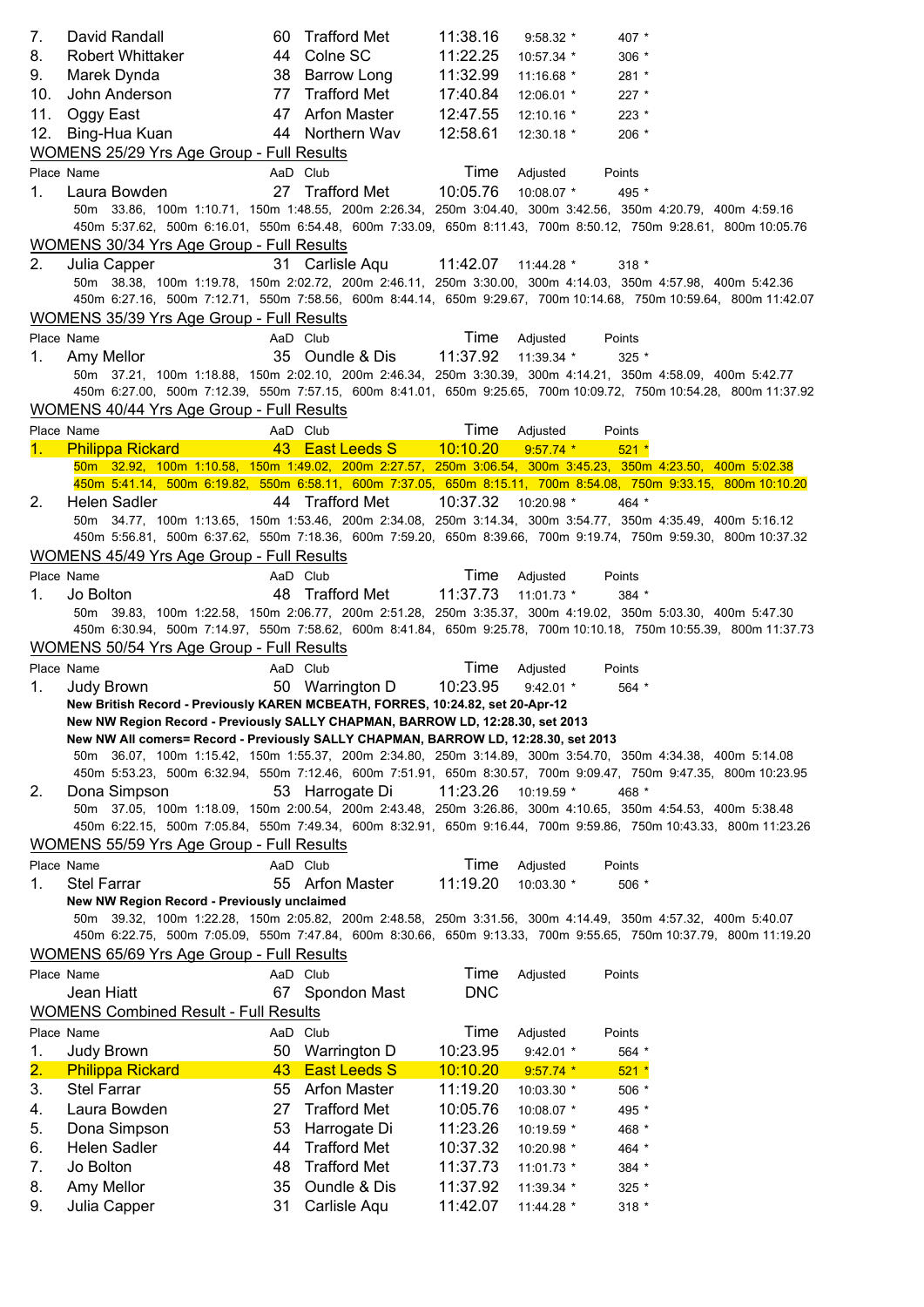| | | | | | | |
|---|---|---|---|---|---|---|
| 7. | David Randall | 60 | Trafford Met | 11:38.16 | 9:58.32 * | 407 * |
| 8. | Robert Whittaker | 44 | Colne SC | 11:22.25 | 10:57.34 * | 306 * |
| 9. | Marek Dynda | 38 | Barrow Long | 11:32.99 | 11:16.68 * | 281 * |
| 10. | John Anderson | 77 | Trafford Met | 17:40.84 | 12:06.01 * | 227 * |
| 11. | Oggy East | 47 | Arfon Master | 12:47.55 | 12:10.16 * | 223 * |
| 12. | Bing-Hua Kuan | 44 | Northern Wav | 12:58.61 | 12:30.18 * | 206 * |

WOMENS 25/29 Yrs Age Group - Full Results

| Place | Name | AaD | Club | Time | Adjusted | Points |
|---|---|---|---|---|---|---|
| 1. | Laura Bowden | 27 | Trafford Met | 10:05.76 | 10:08.07 * | 495 * |

50m 33.86, 100m 1:10.71, 150m 1:48.55, 200m 2:26.34, 250m 3:04.40, 300m 3:42.56, 350m 4:20.79, 400m 4:59.16
450m 5:37.62, 500m 6:16.01, 550m 6:54.48, 600m 7:33.09, 650m 8:11.43, 700m 8:50.12, 750m 9:28.61, 800m 10:05.76

WOMENS 30/34 Yrs Age Group - Full Results

| Place | Name | AaD | Club | Time | Adjusted | Points |
|---|---|---|---|---|---|---|
| 2. | Julia Capper | 31 | Carlisle Aqu | 11:42.07 | 11:44.28 * | 318 * |

50m 38.38, 100m 1:19.78, 150m 2:02.72, 200m 2:46.11, 250m 3:30.00, 300m 4:14.03, 350m 4:57.98, 400m 5:42.36
450m 6:27.16, 500m 7:12.71, 550m 7:58.56, 600m 8:44.14, 650m 9:29.67, 700m 10:14.68, 750m 10:59.64, 800m 11:42.07

WOMENS 35/39 Yrs Age Group - Full Results

| Place | Name | AaD | Club | Time | Adjusted | Points |
|---|---|---|---|---|---|---|
| 1. | Amy Mellor | 35 | Oundle & Dis | 11:37.92 | 11:39.34 * | 325 * |

50m 37.21, 100m 1:18.88, 150m 2:02.10, 200m 2:46.34, 250m 3:30.39, 300m 4:14.21, 350m 4:58.09, 400m 5:42.77
450m 6:27.00, 500m 7:12.39, 550m 7:57.15, 600m 8:41.01, 650m 9:25.65, 700m 10:09.72, 750m 10:54.28, 800m 11:37.92

WOMENS 40/44 Yrs Age Group - Full Results

| Place | Name | AaD | Club | Time | Adjusted | Points |
|---|---|---|---|---|---|---|
| 1. | Philippa Rickard | 43 | East Leeds S | 10:10.20 | 9:57.74 * | 521 * |

50m 32.92, 100m 1:10.58, 150m 1:49.02, 200m 2:27.57, 250m 3:06.54, 300m 3:45.23, 350m 4:23.50, 400m 5:02.38
450m 5:41.14, 500m 6:19.82, 550m 6:58.11, 600m 7:37.05, 650m 8:15.11, 700m 8:54.08, 750m 9:33.15, 800m 10:10.20

| Place | Name | AaD | Club | Time | Adjusted | Points |
|---|---|---|---|---|---|---|
| 2. | Helen Sadler | 44 | Trafford Met | 10:37.32 | 10:20.98 * | 464 * |

50m 34.77, 100m 1:13.65, 150m 1:53.46, 200m 2:34.08, 250m 3:14.34, 300m 3:54.77, 350m 4:35.49, 400m 5:16.12
450m 5:56.81, 500m 6:37.62, 550m 7:18.36, 600m 7:59.20, 650m 8:39.66, 700m 9:19.74, 750m 9:59.30, 800m 10:37.32

WOMENS 45/49 Yrs Age Group - Full Results

| Place | Name | AaD | Club | Time | Adjusted | Points |
|---|---|---|---|---|---|---|
| 1. | Jo Bolton | 48 | Trafford Met | 11:37.73 | 11:01.73 * | 384 * |

50m 39.83, 100m 1:22.58, 150m 2:06.77, 200m 2:51.28, 250m 3:35.37, 300m 4:19.02, 350m 5:03.30, 400m 5:47.30
450m 6:30.94, 500m 7:14.97, 550m 7:58.62, 600m 8:41.84, 650m 9:25.78, 700m 10:10.18, 750m 10:55.39, 800m 11:37.73

WOMENS 50/54 Yrs Age Group - Full Results

| Place | Name | AaD | Club | Time | Adjusted | Points |
|---|---|---|---|---|---|---|
| 1. | Judy Brown | 50 | Warrington D | 10:23.95 | 9:42.01 * | 564 * |

**New British Record - Previously KAREN MCBEATH, FORRES, 10:24.82, set 20-Apr-12**
**New NW Region Record - Previously SALLY CHAPMAN, BARROW LD, 12:28.30, set 2013**
**New NW All comers= Record - Previously SALLY CHAPMAN, BARROW LD, 12:28.30, set 2013**

50m 36.07, 100m 1:15.42, 150m 1:55.37, 200m 2:34.80, 250m 3:14.89, 300m 3:54.70, 350m 4:34.38, 400m 5:14.08
450m 5:53.23, 500m 6:32.94, 550m 7:12.46, 600m 7:51.91, 650m 8:30.57, 700m 9:09.47, 750m 9:47.35, 800m 10:23.95

| Place | Name | AaD | Club | Time | Adjusted | Points |
|---|---|---|---|---|---|---|
| 2. | Dona Simpson | 53 | Harrogate Di | 11:23.26 | 10:19.59 * | 468 * |

50m 37.05, 100m 1:18.09, 150m 2:00.54, 200m 2:43.48, 250m 3:26.86, 300m 4:10.65, 350m 4:54.53, 400m 5:38.48
450m 6:22.15, 500m 7:05.84, 550m 7:49.34, 600m 8:32.91, 650m 9:16.44, 700m 9:59.86, 750m 10:43.33, 800m 11:23.26

WOMENS 55/59 Yrs Age Group - Full Results

| Place | Name | AaD | Club | Time | Adjusted | Points |
|---|---|---|---|---|---|---|
| 1. | Stel Farrar | 55 | Arfon Master | 11:19.20 | 10:03.30 * | 506 * |

**New NW Region Record - Previously unclaimed**

50m 39.32, 100m 1:22.28, 150m 2:05.82, 200m 2:48.58, 250m 3:31.56, 300m 4:14.49, 350m 4:57.32, 400m 5:40.07
450m 6:22.75, 500m 7:05.09, 550m 7:47.84, 600m 8:30.66, 650m 9:13.33, 700m 9:55.65, 750m 10:37.79, 800m 11:19.20

WOMENS 65/69 Yrs Age Group - Full Results

| Place | Name | AaD | Club | Time | Adjusted | Points |
|---|---|---|---|---|---|---|
| | Jean Hiatt | 67 | Spondon Mast | DNC | | |

WOMENS Combined Result - Full Results

| Place | Name | AaD | Club | Time | Adjusted | Points |
|---|---|---|---|---|---|---|
| 1. | Judy Brown | 50 | Warrington D | 10:23.95 | 9:42.01 * | 564 * |
| 2. | Philippa Rickard | 43 | East Leeds S | 10:10.20 | 9:57.74 * | 521 * |
| 3. | Stel Farrar | 55 | Arfon Master | 11:19.20 | 10:03.30 * | 506 * |
| 4. | Laura Bowden | 27 | Trafford Met | 10:05.76 | 10:08.07 * | 495 * |
| 5. | Dona Simpson | 53 | Harrogate Di | 11:23.26 | 10:19.59 * | 468 * |
| 6. | Helen Sadler | 44 | Trafford Met | 10:37.32 | 10:20.98 * | 464 * |
| 7. | Jo Bolton | 48 | Trafford Met | 11:37.73 | 11:01.73 * | 384 * |
| 8. | Amy Mellor | 35 | Oundle & Dis | 11:37.92 | 11:39.34 * | 325 * |
| 9. | Julia Capper | 31 | Carlisle Aqu | 11:42.07 | 11:44.28 * | 318 * |